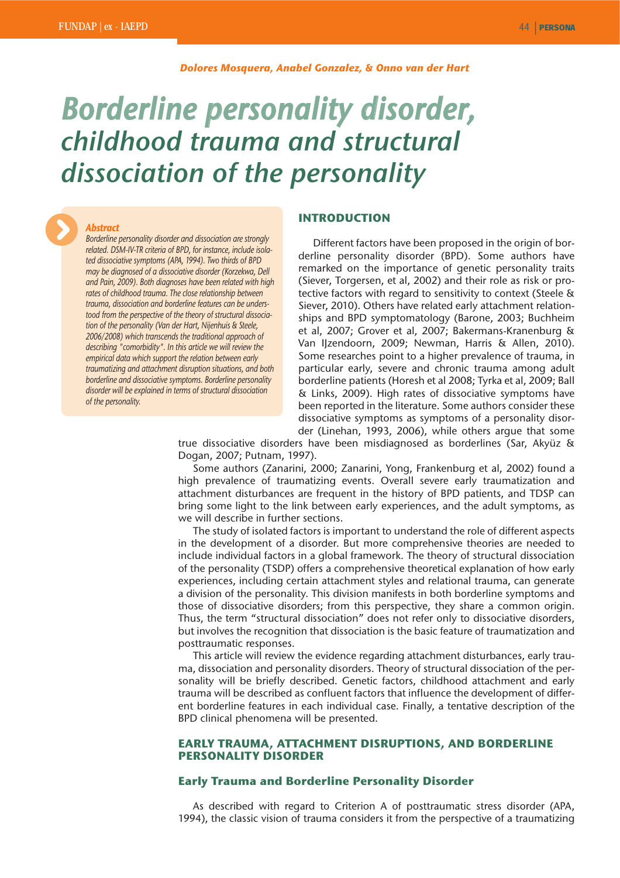*Dolores Mosquera, Anabel Gonzalez, & Onno van der Hart*

# Borderline personality disorder, childhood trauma and structural dissociation of the personality

***Abstract***

*Borderline personality disorder and dissociation are strongly related. DSM-IV-TR criteria of BPD, for instance, include isolated dissociative symptoms (APA, 1994). Two thirds of BPD may be diagnosed of a dissociative disorder (Korzekwa, Dell and Pain, 2009). Both diagnoses have been related with high rates of childhood trauma. The close relationship between trauma, dissociation and borderline features can be understood from the perspective of the theory of structural dissociation of the personality (Van der Hart, Nijenhuis & Steele, 2006/2008) which transcends the traditional approach of describing "comorbidity". In this article we will review the empirical data which support the relation between early traumatizing and attachment disruption situations, and both borderline and dissociative symptoms. Borderline personality disorder will be explained in terms of structural dissociation of the personality.*

## INTRODUCTION

Different factors have been proposed in the origin of borderline personality disorder (BPD). Some authors have remarked on the importance of genetic personality traits (Siever, Torgersen, et al, 2002) and their role as risk or protective factors with regard to sensitivity to context (Steele & Siever, 2010). Others have related early attachment relationships and BPD symptomatology (Barone, 2003; Buchheim et al, 2007; Grover et al, 2007; Bakermans-Kranenburg & Van IJzendoorn, 2009; Newman, Harris & Allen, 2010). Some researches point to a higher prevalence of trauma, in particular early, severe and chronic trauma among adult borderline patients (Horesh et al 2008; Tyrka et al, 2009; Ball & Links, 2009). High rates of dissociative symptoms have been reported in the literature. Some authors consider these dissociative symptoms as symptoms of a personality disorder (Linehan, 1993, 2006), while others argue that some true dissociative disorders have been misdiagnosed as borderlines (Sar, Akyüz & Dogan, 2007; Putnam, 1997).

Some authors (Zanarini, 2000; Zanarini, Yong, Frankenburg et al, 2002) found a high prevalence of traumatizing events. Overall severe early traumatization and attachment disturbances are frequent in the history of BPD patients, and TDSP can bring some light to the link between early experiences, and the adult symptoms, as we will describe in further sections.

The study of isolated factors is important to understand the role of different aspects in the development of a disorder. But more comprehensive theories are needed to include individual factors in a global framework. The theory of structural dissociation of the personality (TSDP) offers a comprehensive theoretical explanation of how early experiences, including certain attachment styles and relational trauma, can generate a division of the personality. This division manifests in both borderline symptoms and those of dissociative disorders; from this perspective, they share a common origin. Thus, the term "structural dissociation" does not refer only to dissociative disorders, but involves the recognition that dissociation is the basic feature of traumatization and posttraumatic responses.

This article will review the evidence regarding attachment disturbances, early trauma, dissociation and personality disorders. Theory of structural dissociation of the personality will be briefly described. Genetic factors, childhood attachment and early trauma will be described as confluent factors that influence the development of different borderline features in each individual case. Finally, a tentative description of the BPD clinical phenomena will be presented.

## EARLY TRAUMA, ATTACHMENT DISRUPTIONS, AND BORDERLINE PERSONALITY DISORDER

### Early Trauma and Borderline Personality Disorder

As described with regard to Criterion A of posttraumatic stress disorder (APA, 1994), the classic vision of trauma considers it from the perspective of a traumatizing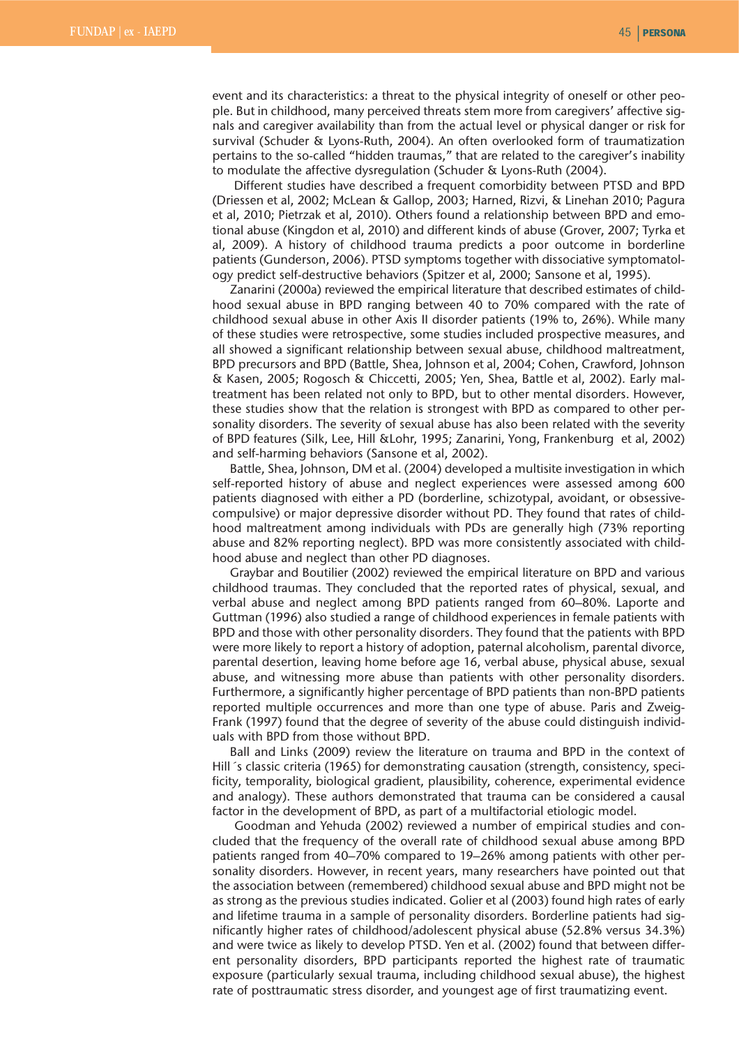event and its characteristics: a threat to the physical integrity of oneself or other people. But in childhood, many perceived threats stem more from caregivers' affective signals and caregiver availability than from the actual level or physical danger or risk for survival (Schuder & Lyons-Ruth, 2004). An often overlooked form of traumatization pertains to the so-called "hidden traumas," that are related to the caregiver's inability to modulate the affective dysregulation (Schuder & Lyons-Ruth (2004).

Different studies have described a frequent comorbidity between PTSD and BPD (Driessen et al, 2002; McLean & Gallop, 2003; Harned, Rizvi, & Linehan 2010; Pagura et al, 2010; Pietrzak et al, 2010). Others found a relationship between BPD and emotional abuse (Kingdon et al, 2010) and different kinds of abuse (Grover, 2007; Tyrka et al, 2009). A history of childhood trauma predicts a poor outcome in borderline patients (Gunderson, 2006). PTSD symptoms together with dissociative symptomatology predict self-destructive behaviors (Spitzer et al, 2000; Sansone et al, 1995).

Zanarini (2000a) reviewed the empirical literature that described estimates of childhood sexual abuse in BPD ranging between 40 to 70% compared with the rate of childhood sexual abuse in other Axis II disorder patients (19% to, 26%). While many of these studies were retrospective, some studies included prospective measures, and all showed a significant relationship between sexual abuse, childhood maltreatment, BPD precursors and BPD (Battle, Shea, Johnson et al, 2004; Cohen, Crawford, Johnson & Kasen, 2005; Rogosch & Chiccetti, 2005; Yen, Shea, Battle et al, 2002). Early maltreatment has been related not only to BPD, but to other mental disorders. However, these studies show that the relation is strongest with BPD as compared to other personality disorders. The severity of sexual abuse has also been related with the severity of BPD features (Silk, Lee, Hill &Lohr, 1995; Zanarini, Yong, Frankenburg et al, 2002) and self-harming behaviors (Sansone et al, 2002).

Battle, Shea, Johnson, DM et al. (2004) developed a multisite investigation in which self-reported history of abuse and neglect experiences were assessed among 600 patients diagnosed with either a PD (borderline, schizotypal, avoidant, or obsessive-compulsive) or major depressive disorder without PD. They found that rates of childhood maltreatment among individuals with PDs are generally high (73% reporting abuse and 82% reporting neglect). BPD was more consistently associated with childhood abuse and neglect than other PD diagnoses.

Graybar and Boutilier (2002) reviewed the empirical literature on BPD and various childhood traumas. They concluded that the reported rates of physical, sexual, and verbal abuse and neglect among BPD patients ranged from 60–80%. Laporte and Guttman (1996) also studied a range of childhood experiences in female patients with BPD and those with other personality disorders. They found that the patients with BPD were more likely to report a history of adoption, paternal alcoholism, parental divorce, parental desertion, leaving home before age 16, verbal abuse, physical abuse, sexual abuse, and witnessing more abuse than patients with other personality disorders. Furthermore, a significantly higher percentage of BPD patients than non-BPD patients reported multiple occurrences and more than one type of abuse. Paris and Zweig-Frank (1997) found that the degree of severity of the abuse could distinguish individuals with BPD from those without BPD.

Ball and Links (2009) review the literature on trauma and BPD in the context of Hill´s classic criteria (1965) for demonstrating causation (strength, consistency, specificity, temporality, biological gradient, plausibility, coherence, experimental evidence and analogy). These authors demonstrated that trauma can be considered a causal factor in the development of BPD, as part of a multifactorial etiologic model.

Goodman and Yehuda (2002) reviewed a number of empirical studies and concluded that the frequency of the overall rate of childhood sexual abuse among BPD patients ranged from 40–70% compared to 19–26% among patients with other personality disorders. However, in recent years, many researchers have pointed out that the association between (remembered) childhood sexual abuse and BPD might not be as strong as the previous studies indicated. Golier et al (2003) found high rates of early and lifetime trauma in a sample of personality disorders. Borderline patients had significantly higher rates of childhood/adolescent physical abuse (52.8% versus 34.3%) and were twice as likely to develop PTSD. Yen et al. (2002) found that between different personality disorders, BPD participants reported the highest rate of traumatic exposure (particularly sexual trauma, including childhood sexual abuse), the highest rate of posttraumatic stress disorder, and youngest age of first traumatizing event.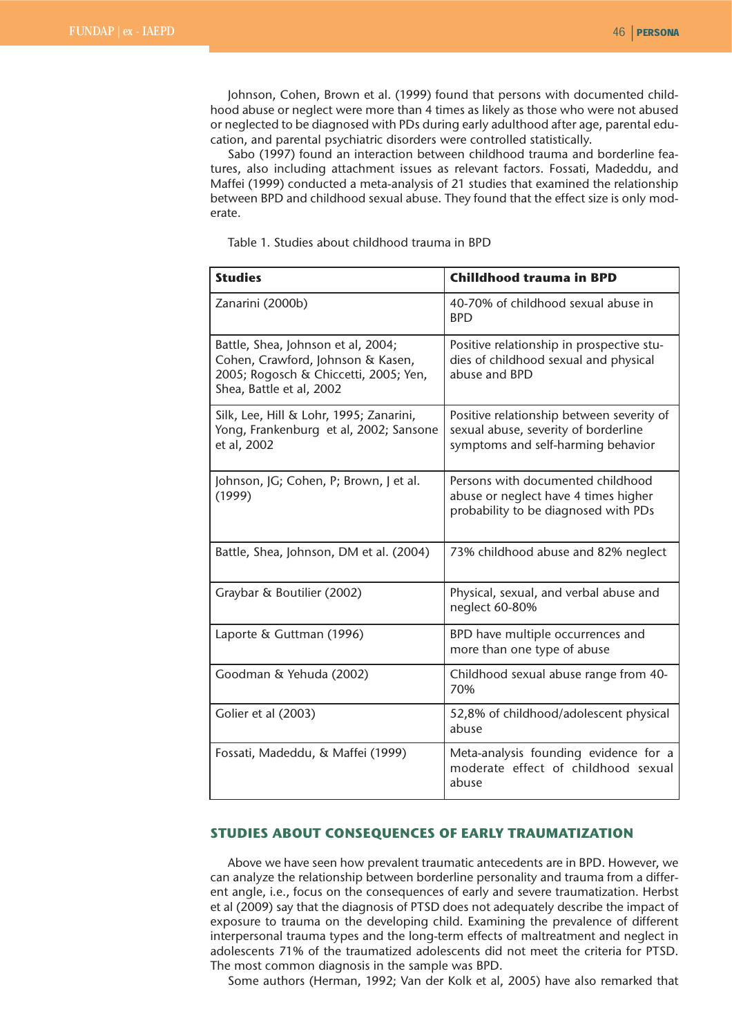Johnson, Cohen, Brown et al. (1999) found that persons with documented childhood abuse or neglect were more than 4 times as likely as those who were not abused or neglected to be diagnosed with PDs during early adulthood after age, parental education, and parental psychiatric disorders were controlled statistically.

Sabo (1997) found an interaction between childhood trauma and borderline features, also including attachment issues as relevant factors. Fossati, Madeddu, and Maffei (1999) conducted a meta-analysis of 21 studies that examined the relationship between BPD and childhood sexual abuse. They found that the effect size is only moderate.

Table 1. Studies about childhood trauma in BPD

| **Studies** | **Chilldhood trauma in BPD** |
|---|---|
| Zanarini (2000b) | 40-70% of childhood sexual abuse in BPD |
| Battle, Shea, Johnson et al, 2004; Cohen, Crawford, Johnson & Kasen, 2005; Rogosch & Chiccetti, 2005; Yen, Shea, Battle et al, 2002 | Positive relationship in prospective studies of childhood sexual and physical abuse and BPD |
| Silk, Lee, Hill & Lohr, 1995; Zanarini, Yong, Frankenburg et al, 2002; Sansone et al, 2002 | Positive relationship between severity of sexual abuse, severity of borderline symptoms and self-harming behavior |
| Johnson, JG; Cohen, P; Brown, J et al. (1999) | Persons with documented childhood abuse or neglect have 4 times higher probability to be diagnosed with PDs |
| Battle, Shea, Johnson, DM et al. (2004) | 73% childhood abuse and 82% neglect |
| Graybar & Boutilier (2002) | Physical, sexual, and verbal abuse and neglect 60-80% |
| Laporte & Guttman (1996) | BPD have multiple occurrences and more than one type of abuse |
| Goodman & Yehuda (2002) | Childhood sexual abuse range from 40-70% |
| Golier et al (2003) | 52,8% of childhood/adolescent physical abuse |
| Fossati, Madeddu, & Maffei (1999) | Meta-analysis founding evidence for a moderate effect of childhood sexual abuse |

## STUDIES ABOUT CONSEQUENCES OF EARLY TRAUMATIZATION

Above we have seen how prevalent traumatic antecedents are in BPD. However, we can analyze the relationship between borderline personality and trauma from a different angle, i.e., focus on the consequences of early and severe traumatization. Herbst et al (2009) say that the diagnosis of PTSD does not adequately describe the impact of exposure to trauma on the developing child. Examining the prevalence of different interpersonal trauma types and the long-term effects of maltreatment and neglect in adolescents 71% of the traumatized adolescents did not meet the criteria for PTSD. The most common diagnosis in the sample was BPD.

Some authors (Herman, 1992; Van der Kolk et al, 2005) have also remarked that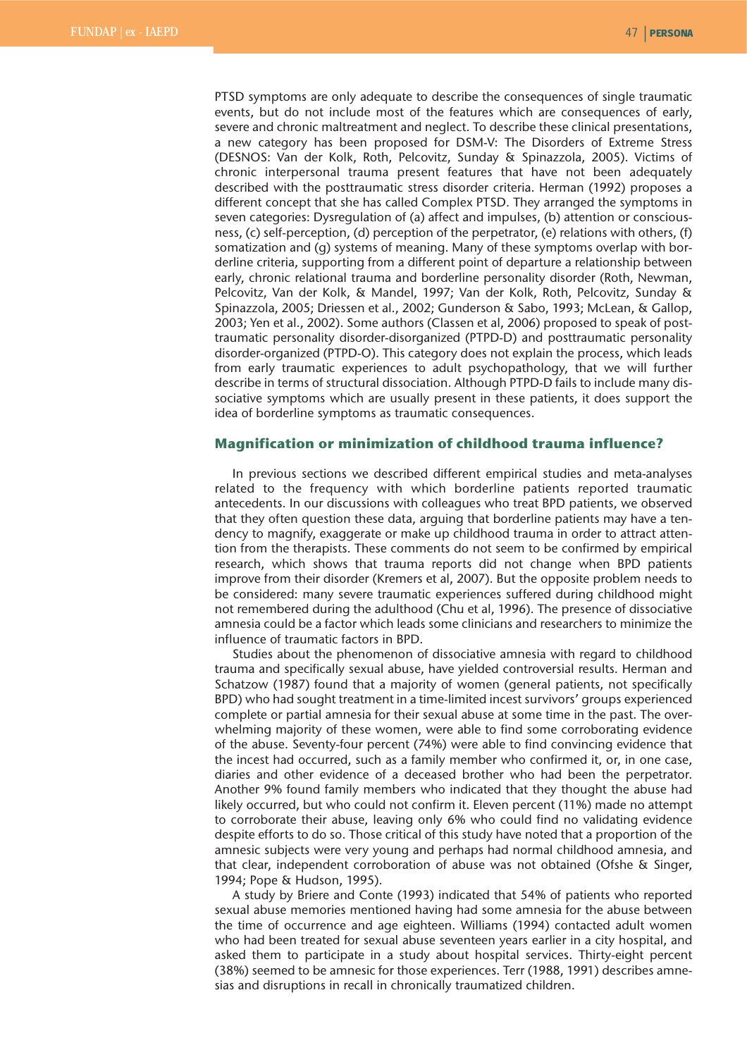PTSD symptoms are only adequate to describe the consequences of single traumatic events, but do not include most of the features which are consequences of early, severe and chronic maltreatment and neglect. To describe these clinical presentations, a new category has been proposed for DSM-V: The Disorders of Extreme Stress (DESNOS: Van der Kolk, Roth, Pelcovitz, Sunday & Spinazzola, 2005). Victims of chronic interpersonal trauma present features that have not been adequately described with the posttraumatic stress disorder criteria. Herman (1992) proposes a different concept that she has called Complex PTSD. They arranged the symptoms in seven categories: Dysregulation of (a) affect and impulses, (b) attention or consciousness, (c) self-perception, (d) perception of the perpetrator, (e) relations with others, (f) somatization and (g) systems of meaning. Many of these symptoms overlap with borderline criteria, supporting from a different point of departure a relationship between early, chronic relational trauma and borderline personality disorder (Roth, Newman, Pelcovitz, Van der Kolk, & Mandel, 1997; Van der Kolk, Roth, Pelcovitz, Sunday & Spinazzola, 2005; Driessen et al., 2002; Gunderson & Sabo, 1993; McLean, & Gallop, 2003; Yen et al., 2002). Some authors (Classen et al, 2006) proposed to speak of posttraumatic personality disorder-disorganized (PTPD-D) and posttraumatic personality disorder-organized (PTPD-O). This category does not explain the process, which leads from early traumatic experiences to adult psychopathology, that we will further describe in terms of structural dissociation. Although PTPD-D fails to include many dissociative symptoms which are usually present in these patients, it does support the idea of borderline symptoms as traumatic consequences.

## Magnification or minimization of childhood trauma influence?

In previous sections we described different empirical studies and meta-analyses related to the frequency with which borderline patients reported traumatic antecedents. In our discussions with colleagues who treat BPD patients, we observed that they often question these data, arguing that borderline patients may have a tendency to magnify, exaggerate or make up childhood trauma in order to attract attention from the therapists. These comments do not seem to be confirmed by empirical research, which shows that trauma reports did not change when BPD patients improve from their disorder (Kremers et al, 2007). But the opposite problem needs to be considered: many severe traumatic experiences suffered during childhood might not remembered during the adulthood (Chu et al, 1996). The presence of dissociative amnesia could be a factor which leads some clinicians and researchers to minimize the influence of traumatic factors in BPD.

Studies about the phenomenon of dissociative amnesia with regard to childhood trauma and specifically sexual abuse, have yielded controversial results. Herman and Schatzow (1987) found that a majority of women (general patients, not specifically BPD) who had sought treatment in a time-limited incest survivors' groups experienced complete or partial amnesia for their sexual abuse at some time in the past. The overwhelming majority of these women, were able to find some corroborating evidence of the abuse. Seventy-four percent (74%) were able to find convincing evidence that the incest had occurred, such as a family member who confirmed it, or, in one case, diaries and other evidence of a deceased brother who had been the perpetrator. Another 9% found family members who indicated that they thought the abuse had likely occurred, but who could not confirm it. Eleven percent (11%) made no attempt to corroborate their abuse, leaving only 6% who could find no validating evidence despite efforts to do so. Those critical of this study have noted that a proportion of the amnesic subjects were very young and perhaps had normal childhood amnesia, and that clear, independent corroboration of abuse was not obtained (Ofshe & Singer, 1994; Pope & Hudson, 1995).

A study by Briere and Conte (1993) indicated that 54% of patients who reported sexual abuse memories mentioned having had some amnesia for the abuse between the time of occurrence and age eighteen. Williams (1994) contacted adult women who had been treated for sexual abuse seventeen years earlier in a city hospital, and asked them to participate in a study about hospital services. Thirty-eight percent (38%) seemed to be amnesic for those experiences. Terr (1988, 1991) describes amnesias and disruptions in recall in chronically traumatized children.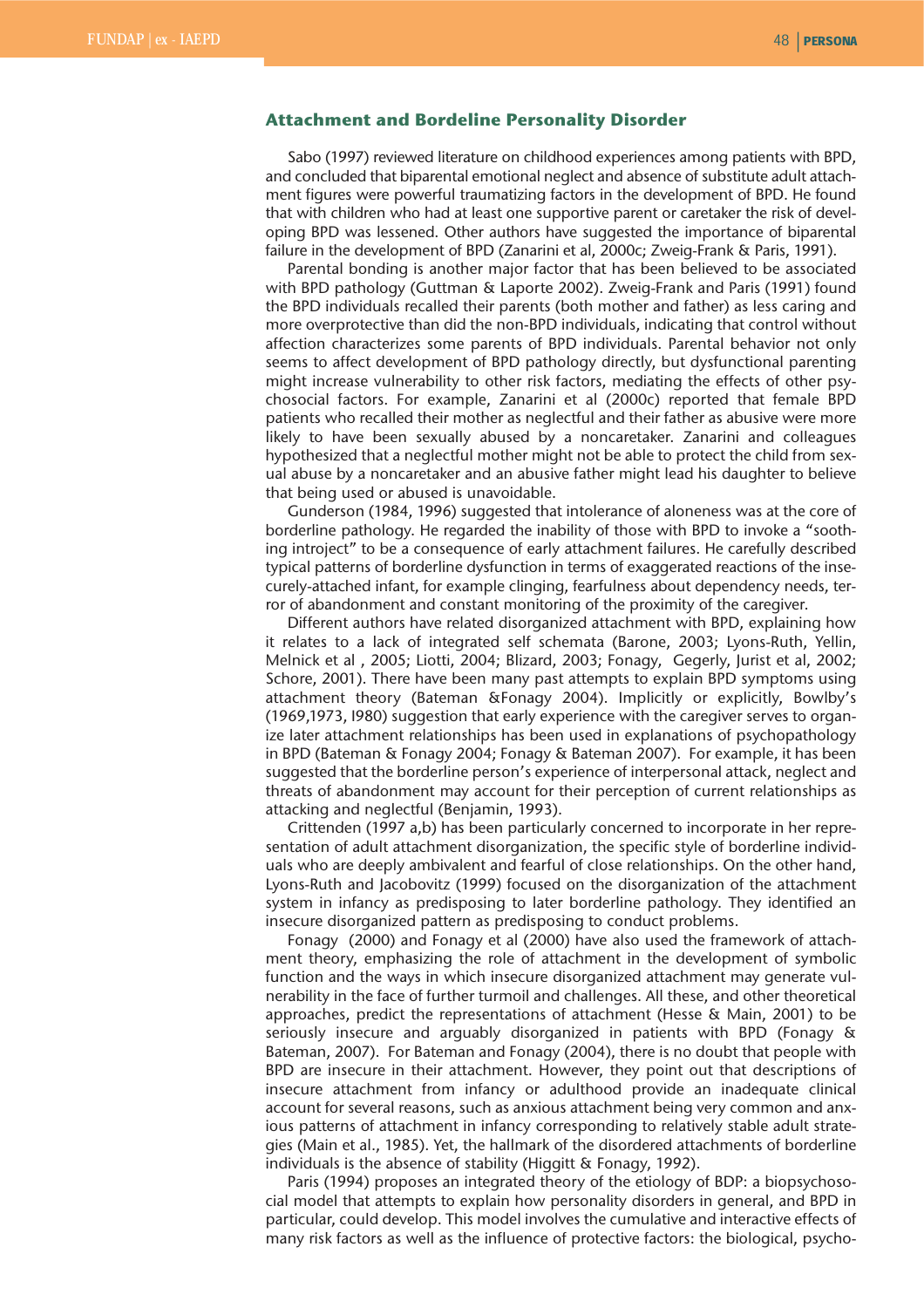## Attachment and Borderline Personality Disorder

Sabo (1997) reviewed literature on childhood experiences among patients with BPD, and concluded that biparental emotional neglect and absence of substitute adult attachment figures were powerful traumatizing factors in the development of BPD. He found that with children who had at least one supportive parent or caretaker the risk of developing BPD was lessened. Other authors have suggested the importance of biparental failure in the development of BPD (Zanarini et al, 2000c; Zweig-Frank & Paris, 1991).

Parental bonding is another major factor that has been believed to be associated with BPD pathology (Guttman & Laporte 2002). Zweig-Frank and Paris (1991) found the BPD individuals recalled their parents (both mother and father) as less caring and more overprotective than did the non-BPD individuals, indicating that control without affection characterizes some parents of BPD individuals. Parental behavior not only seems to affect development of BPD pathology directly, but dysfunctional parenting might increase vulnerability to other risk factors, mediating the effects of other psychosocial factors. For example, Zanarini et al (2000c) reported that female BPD patients who recalled their mother as neglectful and their father as abusive were more likely to have been sexually abused by a noncaretaker. Zanarini and colleagues hypothesized that a neglectful mother might not be able to protect the child from sexual abuse by a noncaretaker and an abusive father might lead his daughter to believe that being used or abused is unavoidable.

Gunderson (1984, 1996) suggested that intolerance of aloneness was at the core of borderline pathology. He regarded the inability of those with BPD to invoke a "soothing introject" to be a consequence of early attachment failures. He carefully described typical patterns of borderline dysfunction in terms of exaggerated reactions of the insecurely-attached infant, for example clinging, fearfulness about dependency needs, terror of abandonment and constant monitoring of the proximity of the caregiver.

Different authors have related disorganized attachment with BPD, explaining how it relates to a lack of integrated self schemata (Barone, 2003; Lyons-Ruth, Yellin, Melnick et al , 2005; Liotti, 2004; Blizard, 2003; Fonagy, Gegerly, Jurist et al, 2002; Schore, 2001). There have been many past attempts to explain BPD symptoms using attachment theory (Bateman &Fonagy 2004). Implicitly or explicitly, Bowlby's (1969,1973, I980) suggestion that early experience with the caregiver serves to organize later attachment relationships has been used in explanations of psychopathology in BPD (Bateman & Fonagy 2004; Fonagy & Bateman 2007). For example, it has been suggested that the borderline person's experience of interpersonal attack, neglect and threats of abandonment may account for their perception of current relationships as attacking and neglectful (Benjamin, 1993).

Crittenden (1997 a,b) has been particularly concerned to incorporate in her representation of adult attachment disorganization, the specific style of borderline individuals who are deeply ambivalent and fearful of close relationships. On the other hand, Lyons-Ruth and Jacobovitz (1999) focused on the disorganization of the attachment system in infancy as predisposing to later borderline pathology. They identified an insecure disorganized pattern as predisposing to conduct problems.

Fonagy (2000) and Fonagy et al (2000) have also used the framework of attachment theory, emphasizing the role of attachment in the development of symbolic function and the ways in which insecure disorganized attachment may generate vulnerability in the face of further turmoil and challenges. All these, and other theoretical approaches, predict the representations of attachment (Hesse & Main, 2001) to be seriously insecure and arguably disorganized in patients with BPD (Fonagy & Bateman, 2007). For Bateman and Fonagy (2004), there is no doubt that people with BPD are insecure in their attachment. However, they point out that descriptions of insecure attachment from infancy or adulthood provide an inadequate clinical account for several reasons, such as anxious attachment being very common and anxious patterns of attachment in infancy corresponding to relatively stable adult strategies (Main et al., 1985). Yet, the hallmark of the disordered attachments of borderline individuals is the absence of stability (Higgitt & Fonagy, 1992).

Paris (1994) proposes an integrated theory of the etiology of BDP: a biopsychosocial model that attempts to explain how personality disorders in general, and BPD in particular, could develop. This model involves the cumulative and interactive effects of many risk factors as well as the influence of protective factors: the biological, psycho-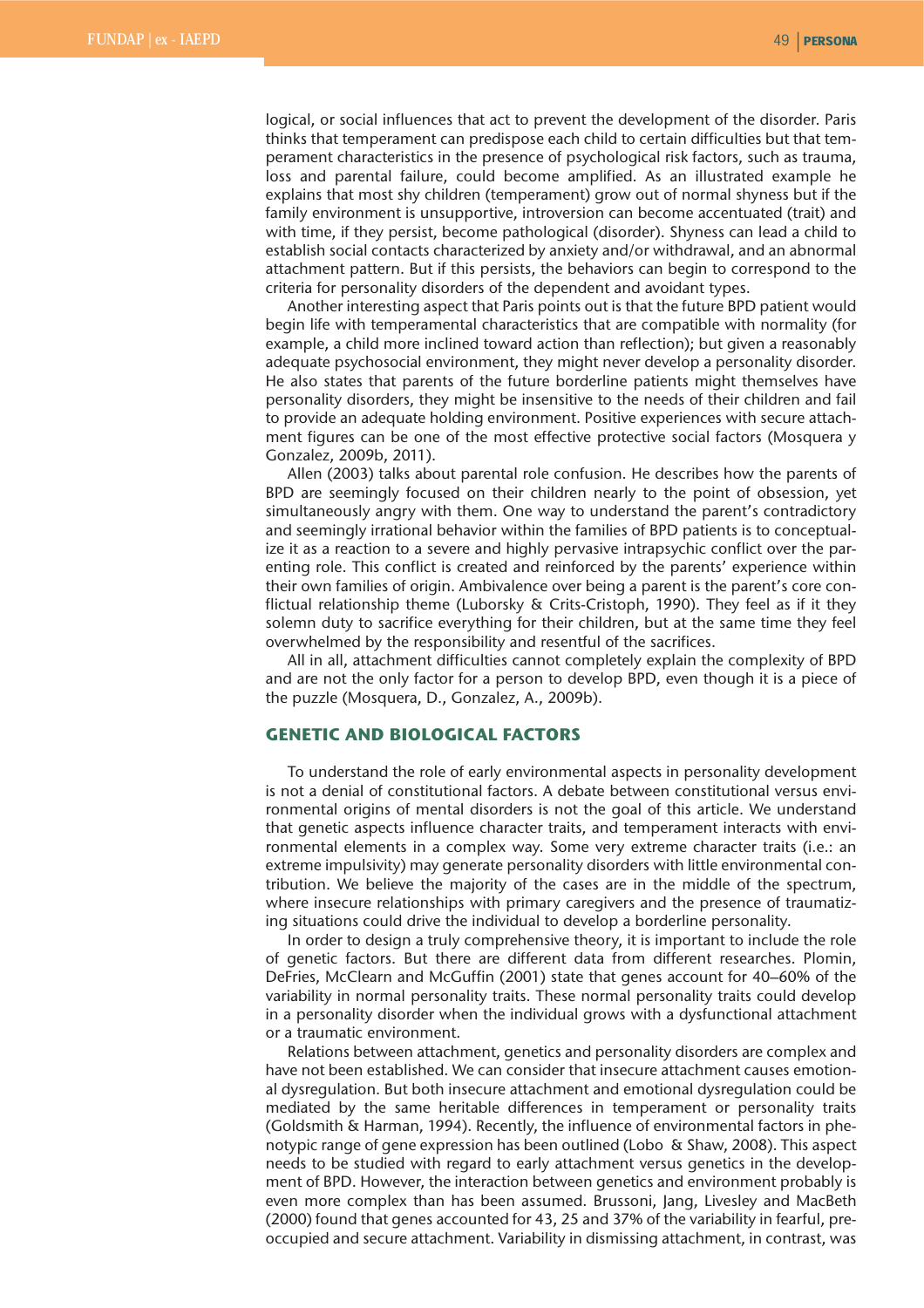logical, or social influences that act to prevent the development of the disorder. Paris thinks that temperament can predispose each child to certain difficulties but that temperament characteristics in the presence of psychological risk factors, such as trauma, loss and parental failure, could become amplified. As an illustrated example he explains that most shy children (temperament) grow out of normal shyness but if the family environment is unsupportive, introversion can become accentuated (trait) and with time, if they persist, become pathological (disorder). Shyness can lead a child to establish social contacts characterized by anxiety and/or withdrawal, and an abnormal attachment pattern. But if this persists, the behaviors can begin to correspond to the criteria for personality disorders of the dependent and avoidant types.

Another interesting aspect that Paris points out is that the future BPD patient would begin life with temperamental characteristics that are compatible with normality (for example, a child more inclined toward action than reflection); but given a reasonably adequate psychosocial environment, they might never develop a personality disorder. He also states that parents of the future borderline patients might themselves have personality disorders, they might be insensitive to the needs of their children and fail to provide an adequate holding environment. Positive experiences with secure attachment figures can be one of the most effective protective social factors (Mosquera y Gonzalez, 2009b, 2011).

Allen (2003) talks about parental role confusion. He describes how the parents of BPD are seemingly focused on their children nearly to the point of obsession, yet simultaneously angry with them. One way to understand the parent's contradictory and seemingly irrational behavior within the families of BPD patients is to conceptualize it as a reaction to a severe and highly pervasive intrapsychic conflict over the parenting role. This conflict is created and reinforced by the parents' experience within their own families of origin. Ambivalence over being a parent is the parent's core conflictual relationship theme (Luborsky & Crits-Cristoph, 1990). They feel as if it they solemn duty to sacrifice everything for their children, but at the same time they feel overwhelmed by the responsibility and resentful of the sacrifices.

All in all, attachment difficulties cannot completely explain the complexity of BPD and are not the only factor for a person to develop BPD, even though it is a piece of the puzzle (Mosquera, D., Gonzalez, A., 2009b).

## GENETIC AND BIOLOGICAL FACTORS

To understand the role of early environmental aspects in personality development is not a denial of constitutional factors. A debate between constitutional versus environmental origins of mental disorders is not the goal of this article. We understand that genetic aspects influence character traits, and temperament interacts with environmental elements in a complex way. Some very extreme character traits (i.e.: an extreme impulsivity) may generate personality disorders with little environmental contribution. We believe the majority of the cases are in the middle of the spectrum, where insecure relationships with primary caregivers and the presence of traumatizing situations could drive the individual to develop a borderline personality.

In order to design a truly comprehensive theory, it is important to include the role of genetic factors. But there are different data from different researches. Plomin, DeFries, McClearn and McGuffin (2001) state that genes account for 40–60% of the variability in normal personality traits. These normal personality traits could develop in a personality disorder when the individual grows with a dysfunctional attachment or a traumatic environment.

Relations between attachment, genetics and personality disorders are complex and have not been established. We can consider that insecure attachment causes emotional dysregulation. But both insecure attachment and emotional dysregulation could be mediated by the same heritable differences in temperament or personality traits (Goldsmith & Harman, 1994). Recently, the influence of environmental factors in phenotypic range of gene expression has been outlined (Lobo & Shaw, 2008). This aspect needs to be studied with regard to early attachment versus genetics in the development of BPD. However, the interaction between genetics and environment probably is even more complex than has been assumed. Brussoni, Jang, Livesley and MacBeth (2000) found that genes accounted for 43, 25 and 37% of the variability in fearful, preoccupied and secure attachment. Variability in dismissing attachment, in contrast, was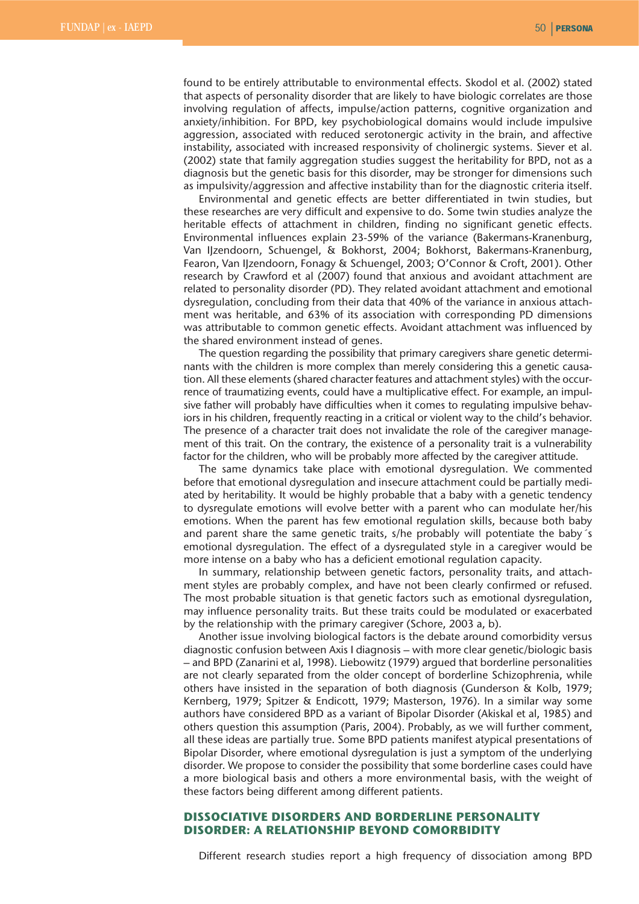found to be entirely attributable to environmental effects. Skodol et al. (2002) stated that aspects of personality disorder that are likely to have biologic correlates are those involving regulation of affects, impulse/action patterns, cognitive organization and anxiety/inhibition. For BPD, key psychobiological domains would include impulsive aggression, associated with reduced serotonergic activity in the brain, and affective instability, associated with increased responsivity of cholinergic systems. Siever et al. (2002) state that family aggregation studies suggest the heritability for BPD, not as a diagnosis but the genetic basis for this disorder, may be stronger for dimensions such as impulsivity/aggression and affective instability than for the diagnostic criteria itself.

Environmental and genetic effects are better differentiated in twin studies, but these researches are very difficult and expensive to do. Some twin studies analyze the heritable effects of attachment in children, finding no significant genetic effects. Environmental influences explain 23-59% of the variance (Bakermans-Kranenburg, Van IJzendoorn, Schuengel, & Bokhorst, 2004; Bokhorst, Bakermans-Kranenburg, Fearon, Van IJzendoorn, Fonagy & Schuengel, 2003; O'Connor & Croft, 2001). Other research by Crawford et al (2007) found that anxious and avoidant attachment are related to personality disorder (PD). They related avoidant attachment and emotional dysregulation, concluding from their data that 40% of the variance in anxious attachment was heritable, and 63% of its association with corresponding PD dimensions was attributable to common genetic effects. Avoidant attachment was influenced by the shared environment instead of genes.

The question regarding the possibility that primary caregivers share genetic determinants with the children is more complex than merely considering this a genetic causation. All these elements (shared character features and attachment styles) with the occurrence of traumatizing events, could have a multiplicative effect. For example, an impulsive father will probably have difficulties when it comes to regulating impulsive behaviors in his children, frequently reacting in a critical or violent way to the child's behavior. The presence of a character trait does not invalidate the role of the caregiver management of this trait. On the contrary, the existence of a personality trait is a vulnerability factor for the children, who will be probably more affected by the caregiver attitude.

The same dynamics take place with emotional dysregulation. We commented before that emotional dysregulation and insecure attachment could be partially mediated by heritability. It would be highly probable that a baby with a genetic tendency to dysregulate emotions will evolve better with a parent who can modulate her/his emotions. When the parent has few emotional regulation skills, because both baby and parent share the same genetic traits, s/he probably will potentiate the baby´s emotional dysregulation. The effect of a dysregulated style in a caregiver would be more intense on a baby who has a deficient emotional regulation capacity.

In summary, relationship between genetic factors, personality traits, and attachment styles are probably complex, and have not been clearly confirmed or refused. The most probable situation is that genetic factors such as emotional dysregulation, may influence personality traits. But these traits could be modulated or exacerbated by the relationship with the primary caregiver (Schore, 2003 a, b).

Another issue involving biological factors is the debate around comorbidity versus diagnostic confusion between Axis I diagnosis – with more clear genetic/biologic basis – and BPD (Zanarini et al, 1998). Liebowitz (1979) argued that borderline personalities are not clearly separated from the older concept of borderline Schizophrenia, while others have insisted in the separation of both diagnosis (Gunderson & Kolb, 1979; Kernberg, 1979; Spitzer & Endicott, 1979; Masterson, 1976). In a similar way some authors have considered BPD as a variant of Bipolar Disorder (Akiskal et al, 1985) and others question this assumption (Paris, 2004). Probably, as we will further comment, all these ideas are partially true. Some BPD patients manifest atypical presentations of Bipolar Disorder, where emotional dysregulation is just a symptom of the underlying disorder. We propose to consider the possibility that some borderline cases could have a more biological basis and others a more environmental basis, with the weight of these factors being different among different patients.

## DISSOCIATIVE DISORDERS AND BORDERLINE PERSONALITY DISORDER: A RELATIONSHIP BEYOND COMORBIDITY

Different research studies report a high frequency of dissociation among BPD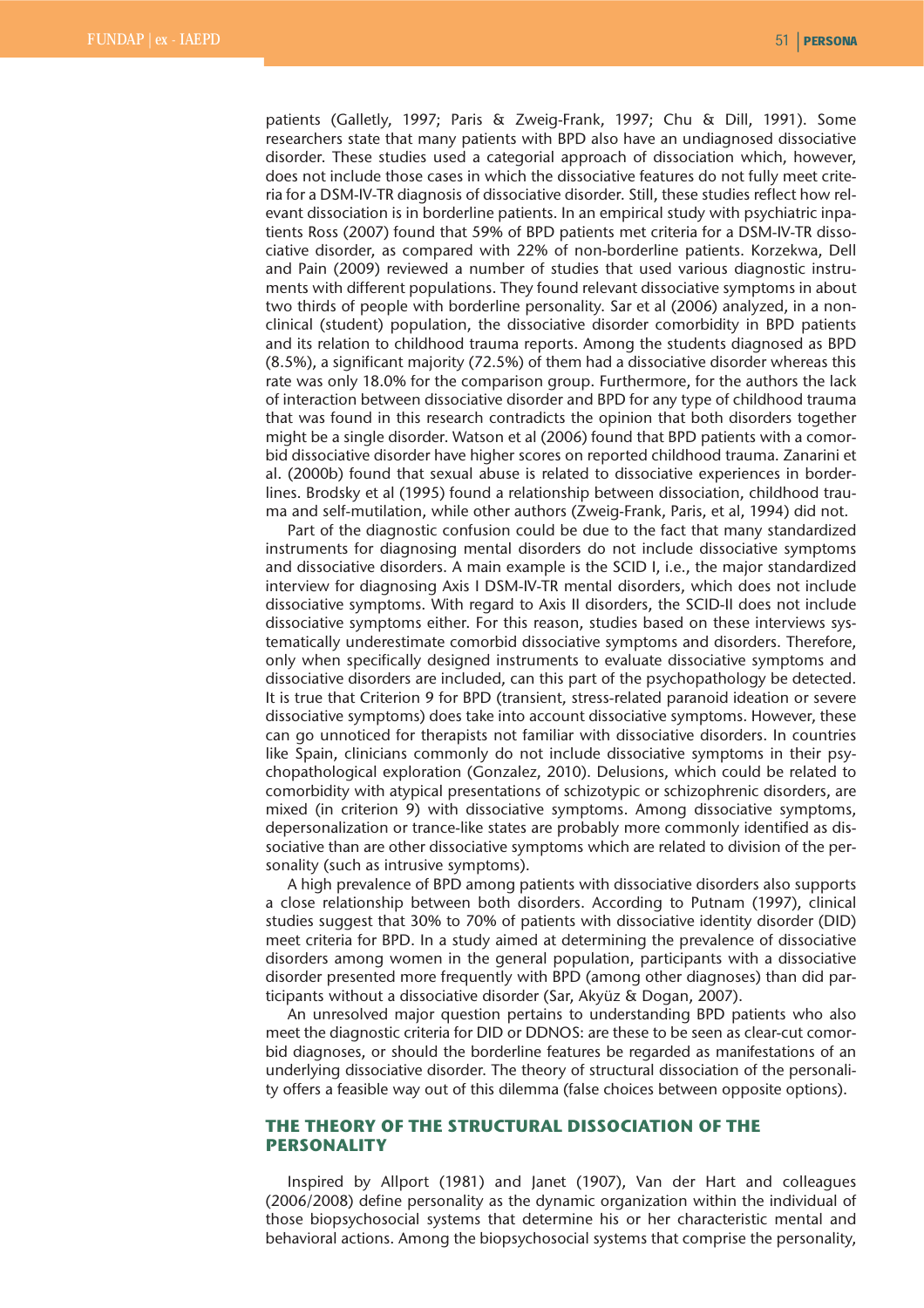patients (Galletly, 1997; Paris & Zweig-Frank, 1997; Chu & Dill, 1991). Some researchers state that many patients with BPD also have an undiagnosed dissociative disorder. These studies used a categorial approach of dissociation which, however, does not include those cases in which the dissociative features do not fully meet criteria for a DSM-IV-TR diagnosis of dissociative disorder. Still, these studies reflect how relevant dissociation is in borderline patients. In an empirical study with psychiatric inpatients Ross (2007) found that 59% of BPD patients met criteria for a DSM-IV-TR dissociative disorder, as compared with 22% of non-borderline patients. Korzekwa, Dell and Pain (2009) reviewed a number of studies that used various diagnostic instruments with different populations. They found relevant dissociative symptoms in about two thirds of people with borderline personality. Sar et al (2006) analyzed, in a non-clinical (student) population, the dissociative disorder comorbidity in BPD patients and its relation to childhood trauma reports. Among the students diagnosed as BPD (8.5%), a significant majority (72.5%) of them had a dissociative disorder whereas this rate was only 18.0% for the comparison group. Furthermore, for the authors the lack of interaction between dissociative disorder and BPD for any type of childhood trauma that was found in this research contradicts the opinion that both disorders together might be a single disorder. Watson et al (2006) found that BPD patients with a comorbid dissociative disorder have higher scores on reported childhood trauma. Zanarini et al. (2000b) found that sexual abuse is related to dissociative experiences in borderlines. Brodsky et al (1995) found a relationship between dissociation, childhood trauma and self-mutilation, while other authors (Zweig-Frank, Paris, et al, 1994) did not.

Part of the diagnostic confusion could be due to the fact that many standardized instruments for diagnosing mental disorders do not include dissociative symptoms and dissociative disorders. A main example is the SCID I, i.e., the major standardized interview for diagnosing Axis I DSM-IV-TR mental disorders, which does not include dissociative symptoms. With regard to Axis II disorders, the SCID-II does not include dissociative symptoms either. For this reason, studies based on these interviews systematically underestimate comorbid dissociative symptoms and disorders. Therefore, only when specifically designed instruments to evaluate dissociative symptoms and dissociative disorders are included, can this part of the psychopathology be detected. It is true that Criterion 9 for BPD (transient, stress-related paranoid ideation or severe dissociative symptoms) does take into account dissociative symptoms. However, these can go unnoticed for therapists not familiar with dissociative disorders. In countries like Spain, clinicians commonly do not include dissociative symptoms in their psychopathological exploration (Gonzalez, 2010). Delusions, which could be related to comorbidity with atypical presentations of schizotypic or schizophrenic disorders, are mixed (in criterion 9) with dissociative symptoms. Among dissociative symptoms, depersonalization or trance-like states are probably more commonly identified as dissociative than are other dissociative symptoms which are related to division of the personality (such as intrusive symptoms).

A high prevalence of BPD among patients with dissociative disorders also supports a close relationship between both disorders. According to Putnam (1997), clinical studies suggest that 30% to 70% of patients with dissociative identity disorder (DID) meet criteria for BPD. In a study aimed at determining the prevalence of dissociative disorders among women in the general population, participants with a dissociative disorder presented more frequently with BPD (among other diagnoses) than did participants without a dissociative disorder (Sar, Akyüz & Dogan, 2007).

An unresolved major question pertains to understanding BPD patients who also meet the diagnostic criteria for DID or DDNOS: are these to be seen as clear-cut comorbid diagnoses, or should the borderline features be regarded as manifestations of an underlying dissociative disorder. The theory of structural dissociation of the personality offers a feasible way out of this dilemma (false choices between opposite options).

## THE THEORY OF THE STRUCTURAL DISSOCIATION OF THE PERSONALITY

Inspired by Allport (1981) and Janet (1907), Van der Hart and colleagues (2006/2008) define personality as the dynamic organization within the individual of those biopsychosocial systems that determine his or her characteristic mental and behavioral actions. Among the biopsychosocial systems that comprise the personality,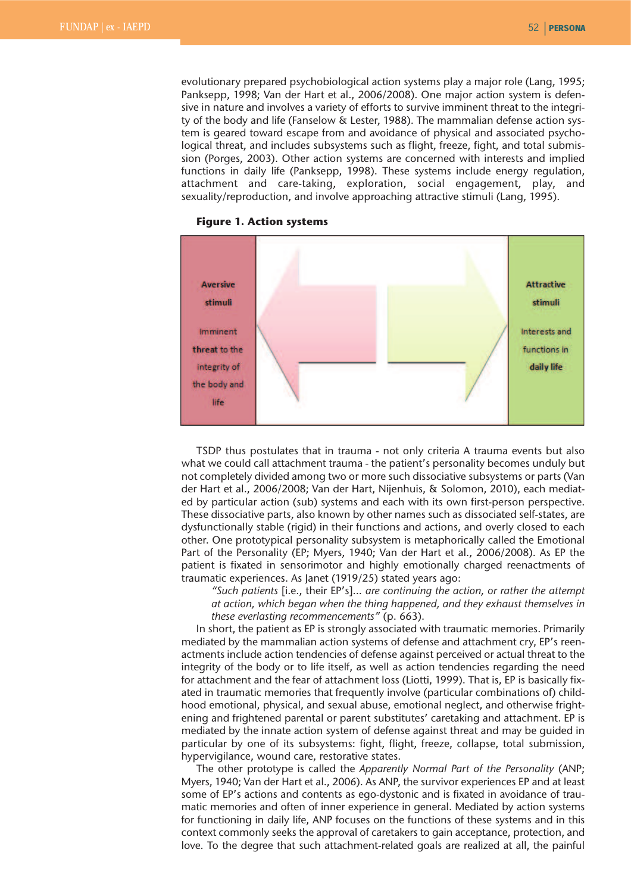evolutionary prepared psychobiological action systems play a major role (Lang, 1995; Panksepp, 1998; Van der Hart et al., 2006/2008). One major action system is defensive in nature and involves a variety of efforts to survive imminent threat to the integrity of the body and life (Fanselow & Lester, 1988). The mammalian defense action system is geared toward escape from and avoidance of physical and associated psychological threat, and includes subsystems such as flight, freeze, fight, and total submission (Porges, 2003). Other action systems are concerned with interests and implied functions in daily life (Panksepp, 1998). These systems include energy regulation, attachment and care-taking, exploration, social engagement, play, and sexuality/reproduction, and involve approaching attractive stimuli (Lang, 1995).

**Figure 1. Action systems**

| Aversive stimuli<br><br>Imminent threat to the integrity of the body and life | ⟵ ⟶ | Attractive stimuli<br><br>Interests and functions in daily life |
|---|---|---|

TSDP thus postulates that in trauma - not only criteria A trauma events but also what we could call attachment trauma - the patient's personality becomes unduly but not completely divided among two or more such dissociative subsystems or parts (Van der Hart et al., 2006/2008; Van der Hart, Nijenhuis, & Solomon, 2010), each mediated by particular action (sub) systems and each with its own first-person perspective. These dissociative parts, also known by other names such as dissociated self-states, are dysfunctionally stable (rigid) in their functions and actions, and overly closed to each other. One prototypical personality subsystem is metaphorically called the Emotional Part of the Personality (EP; Myers, 1940; Van der Hart et al., 2006/2008). As EP the patient is fixated in sensorimotor and highly emotionally charged reenactments of traumatic experiences. As Janet (1919/25) stated years ago:

> *"Such patients* [i.e., their EP's]... *are continuing the action, or rather the attempt at action, which began when the thing happened, and they exhaust themselves in these everlasting recommencements"* (p. 663).

In short, the patient as EP is strongly associated with traumatic memories. Primarily mediated by the mammalian action systems of defense and attachment cry, EP's reenactments include action tendencies of defense against perceived or actual threat to the integrity of the body or to life itself, as well as action tendencies regarding the need for attachment and the fear of attachment loss (Liotti, 1999). That is, EP is basically fixated in traumatic memories that frequently involve (particular combinations of) childhood emotional, physical, and sexual abuse, emotional neglect, and otherwise frightening and frightened parental or parent substitutes' caretaking and attachment. EP is mediated by the innate action system of defense against threat and may be guided in particular by one of its subsystems: fight, flight, freeze, collapse, total submission, hypervigilance, wound care, restorative states.

The other prototype is called the *Apparently Normal Part of the Personality* (ANP; Myers, 1940; Van der Hart et al., 2006). As ANP, the survivor experiences EP and at least some of EP's actions and contents as ego-dystonic and is fixated in avoidance of traumatic memories and often of inner experience in general. Mediated by action systems for functioning in daily life, ANP focuses on the functions of these systems and in this context commonly seeks the approval of caretakers to gain acceptance, protection, and love. To the degree that such attachment-related goals are realized at all, the painful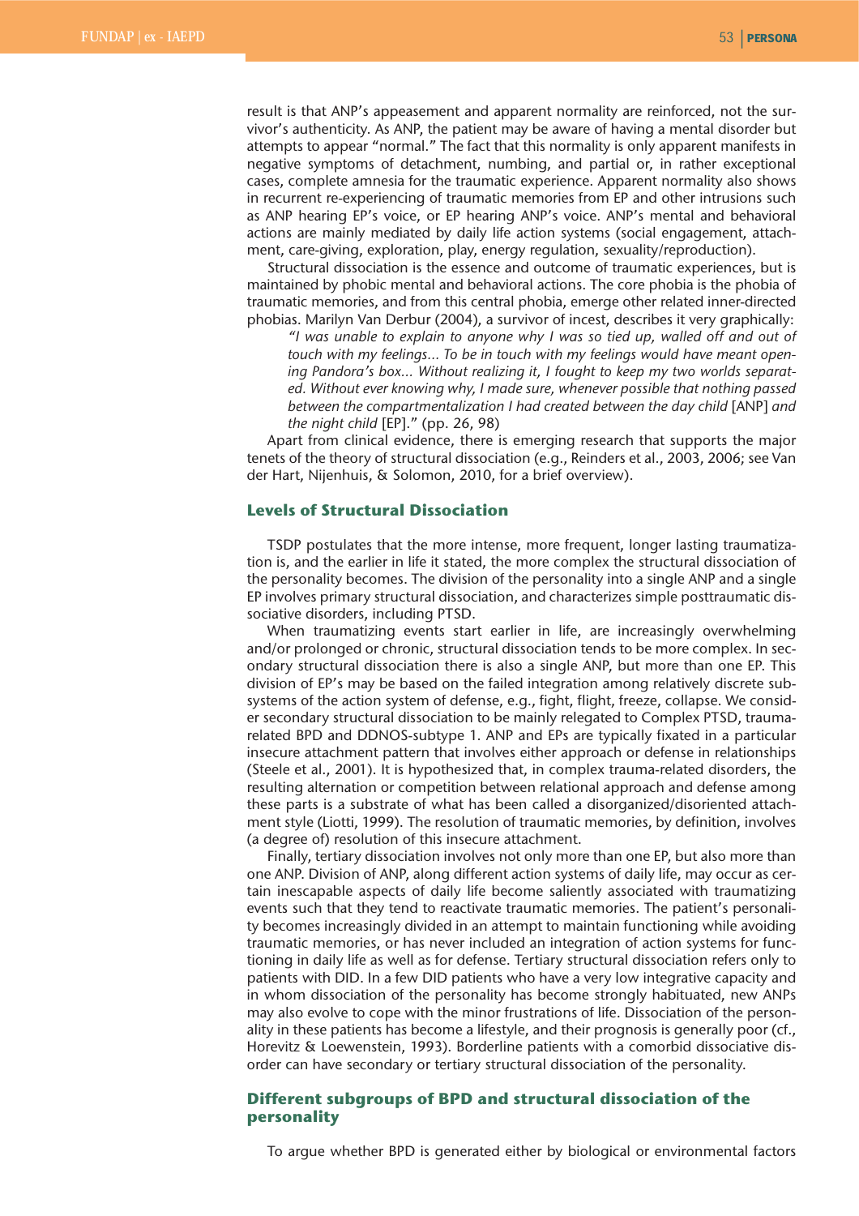result is that ANP's appeasement and apparent normality are reinforced, not the survivor's authenticity. As ANP, the patient may be aware of having a mental disorder but attempts to appear "normal." The fact that this normality is only apparent manifests in negative symptoms of detachment, numbing, and partial or, in rather exceptional cases, complete amnesia for the traumatic experience. Apparent normality also shows in recurrent re-experiencing of traumatic memories from EP and other intrusions such as ANP hearing EP's voice, or EP hearing ANP's voice. ANP's mental and behavioral actions are mainly mediated by daily life action systems (social engagement, attachment, care-giving, exploration, play, energy regulation, sexuality/reproduction).

Structural dissociation is the essence and outcome of traumatic experiences, but is maintained by phobic mental and behavioral actions. The core phobia is the phobia of traumatic memories, and from this central phobia, emerge other related inner-directed phobias. Marilyn Van Derbur (2004), a survivor of incest, describes it very graphically:

> *"I was unable to explain to anyone why I was so tied up, walled off and out of touch with my feelings... To be in touch with my feelings would have meant opening Pandora's box... Without realizing it, I fought to keep my two worlds separated. Without ever knowing why, I made sure, whenever possible that nothing passed between the compartmentalization I had created between the day child* [ANP] *and the night child* [EP]." (pp. 26, 98)

Apart from clinical evidence, there is emerging research that supports the major tenets of the theory of structural dissociation (e.g., Reinders et al., 2003, 2006; see Van der Hart, Nijenhuis, & Solomon, 2010, for a brief overview).

## Levels of Structural Dissociation

TSDP postulates that the more intense, more frequent, longer lasting traumatization is, and the earlier in life it stated, the more complex the structural dissociation of the personality becomes. The division of the personality into a single ANP and a single EP involves primary structural dissociation, and characterizes simple posttraumatic dissociative disorders, including PTSD.

When traumatizing events start earlier in life, are increasingly overwhelming and/or prolonged or chronic, structural dissociation tends to be more complex. In secondary structural dissociation there is also a single ANP, but more than one EP. This division of EP's may be based on the failed integration among relatively discrete subsystems of the action system of defense, e.g., fight, flight, freeze, collapse. We consider secondary structural dissociation to be mainly relegated to Complex PTSD, trauma-related BPD and DDNOS-subtype 1. ANP and EPs are typically fixated in a particular insecure attachment pattern that involves either approach or defense in relationships (Steele et al., 2001). It is hypothesized that, in complex trauma-related disorders, the resulting alternation or competition between relational approach and defense among these parts is a substrate of what has been called a disorganized/disoriented attachment style (Liotti, 1999). The resolution of traumatic memories, by definition, involves (a degree of) resolution of this insecure attachment.

Finally, tertiary dissociation involves not only more than one EP, but also more than one ANP. Division of ANP, along different action systems of daily life, may occur as certain inescapable aspects of daily life become saliently associated with traumatizing events such that they tend to reactivate traumatic memories. The patient's personality becomes increasingly divided in an attempt to maintain functioning while avoiding traumatic memories, or has never included an integration of action systems for functioning in daily life as well as for defense. Tertiary structural dissociation refers only to patients with DID. In a few DID patients who have a very low integrative capacity and in whom dissociation of the personality has become strongly habituated, new ANPs may also evolve to cope with the minor frustrations of life. Dissociation of the personality in these patients has become a lifestyle, and their prognosis is generally poor (cf., Horevitz & Loewenstein, 1993). Borderline patients with a comorbid dissociative disorder can have secondary or tertiary structural dissociation of the personality.

## Different subgroups of BPD and structural dissociation of the personality

To argue whether BPD is generated either by biological or environmental factors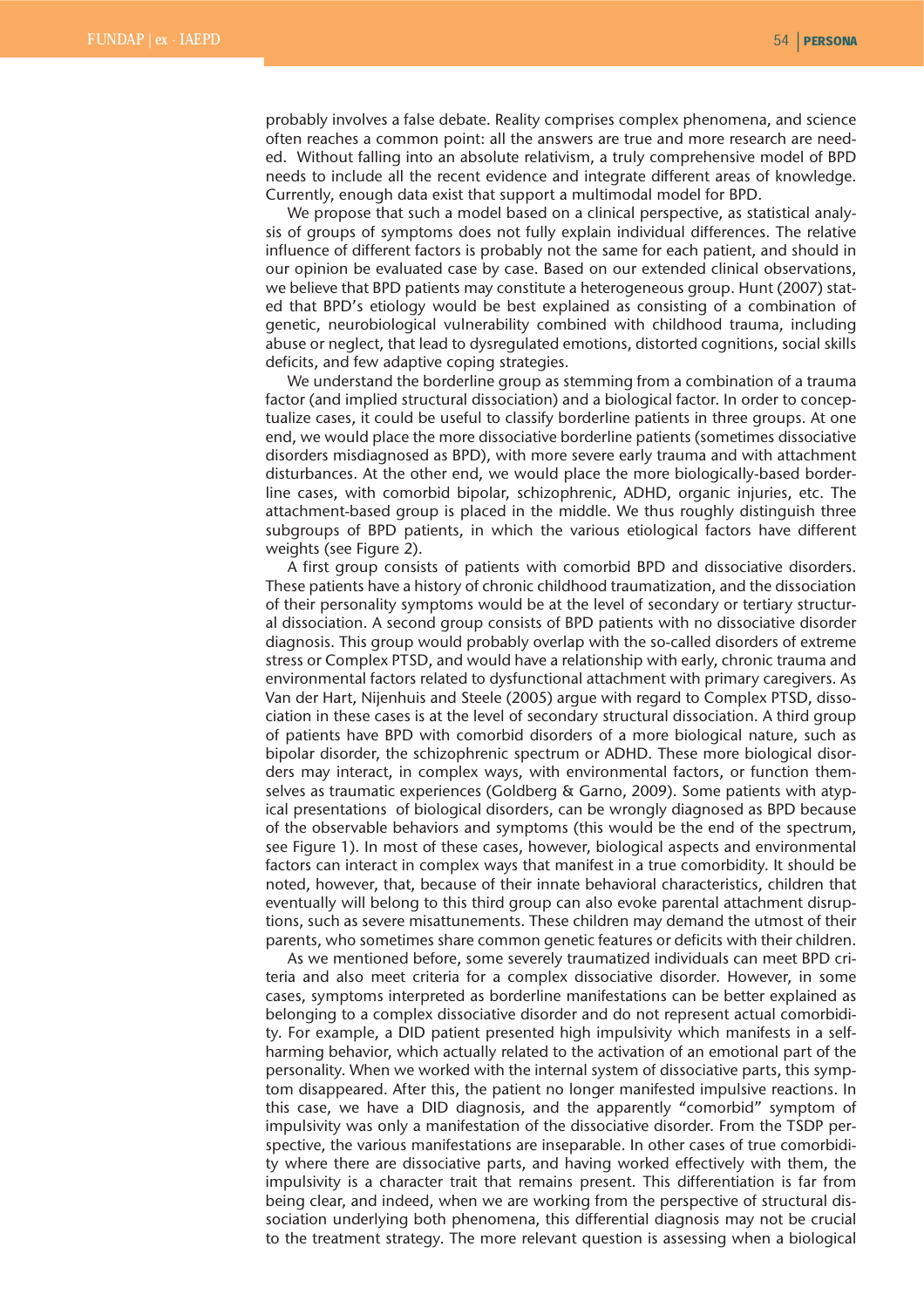probably involves a false debate. Reality comprises complex phenomena, and science often reaches a common point: all the answers are true and more research are needed. Without falling into an absolute relativism, a truly comprehensive model of BPD needs to include all the recent evidence and integrate different areas of knowledge. Currently, enough data exist that support a multimodal model for BPD.

We propose that such a model based on a clinical perspective, as statistical analysis of groups of symptoms does not fully explain individual differences. The relative influence of different factors is probably not the same for each patient, and should in our opinion be evaluated case by case. Based on our extended clinical observations, we believe that BPD patients may constitute a heterogeneous group. Hunt (2007) stated that BPD's etiology would be best explained as consisting of a combination of genetic, neurobiological vulnerability combined with childhood trauma, including abuse or neglect, that lead to dysregulated emotions, distorted cognitions, social skills deficits, and few adaptive coping strategies.

We understand the borderline group as stemming from a combination of a trauma factor (and implied structural dissociation) and a biological factor. In order to conceptualize cases, it could be useful to classify borderline patients in three groups. At one end, we would place the more dissociative borderline patients (sometimes dissociative disorders misdiagnosed as BPD), with more severe early trauma and with attachment disturbances. At the other end, we would place the more biologically-based borderline cases, with comorbid bipolar, schizophrenic, ADHD, organic injuries, etc. The attachment-based group is placed in the middle. We thus roughly distinguish three subgroups of BPD patients, in which the various etiological factors have different weights (see Figure 2).

A first group consists of patients with comorbid BPD and dissociative disorders. These patients have a history of chronic childhood traumatization, and the dissociation of their personality symptoms would be at the level of secondary or tertiary structural dissociation. A second group consists of BPD patients with no dissociative disorder diagnosis. This group would probably overlap with the so-called disorders of extreme stress or Complex PTSD, and would have a relationship with early, chronic trauma and environmental factors related to dysfunctional attachment with primary caregivers. As Van der Hart, Nijenhuis and Steele (2005) argue with regard to Complex PTSD, dissociation in these cases is at the level of secondary structural dissociation. A third group of patients have BPD with comorbid disorders of a more biological nature, such as bipolar disorder, the schizophrenic spectrum or ADHD. These more biological disorders may interact, in complex ways, with environmental factors, or function themselves as traumatic experiences (Goldberg & Garno, 2009). Some patients with atypical presentations of biological disorders, can be wrongly diagnosed as BPD because of the observable behaviors and symptoms (this would be the end of the spectrum, see Figure 1). In most of these cases, however, biological aspects and environmental factors can interact in complex ways that manifest in a true comorbidity. It should be noted, however, that, because of their innate behavioral characteristics, children that eventually will belong to this third group can also evoke parental attachment disruptions, such as severe misattunements. These children may demand the utmost of their parents, who sometimes share common genetic features or deficits with their children.

As we mentioned before, some severely traumatized individuals can meet BPD criteria and also meet criteria for a complex dissociative disorder. However, in some cases, symptoms interpreted as borderline manifestations can be better explained as belonging to a complex dissociative disorder and do not represent actual comorbidity. For example, a DID patient presented high impulsivity which manifests in a self-harming behavior, which actually related to the activation of an emotional part of the personality. When we worked with the internal system of dissociative parts, this symptom disappeared. After this, the patient no longer manifested impulsive reactions. In this case, we have a DID diagnosis, and the apparently "comorbid" symptom of impulsivity was only a manifestation of the dissociative disorder. From the TSDP perspective, the various manifestations are inseparable. In other cases of true comorbidity where there are dissociative parts, and having worked effectively with them, the impulsivity is a character trait that remains present. This differentiation is far from being clear, and indeed, when we are working from the perspective of structural dissociation underlying both phenomena, this differential diagnosis may not be crucial to the treatment strategy. The more relevant question is assessing when a biological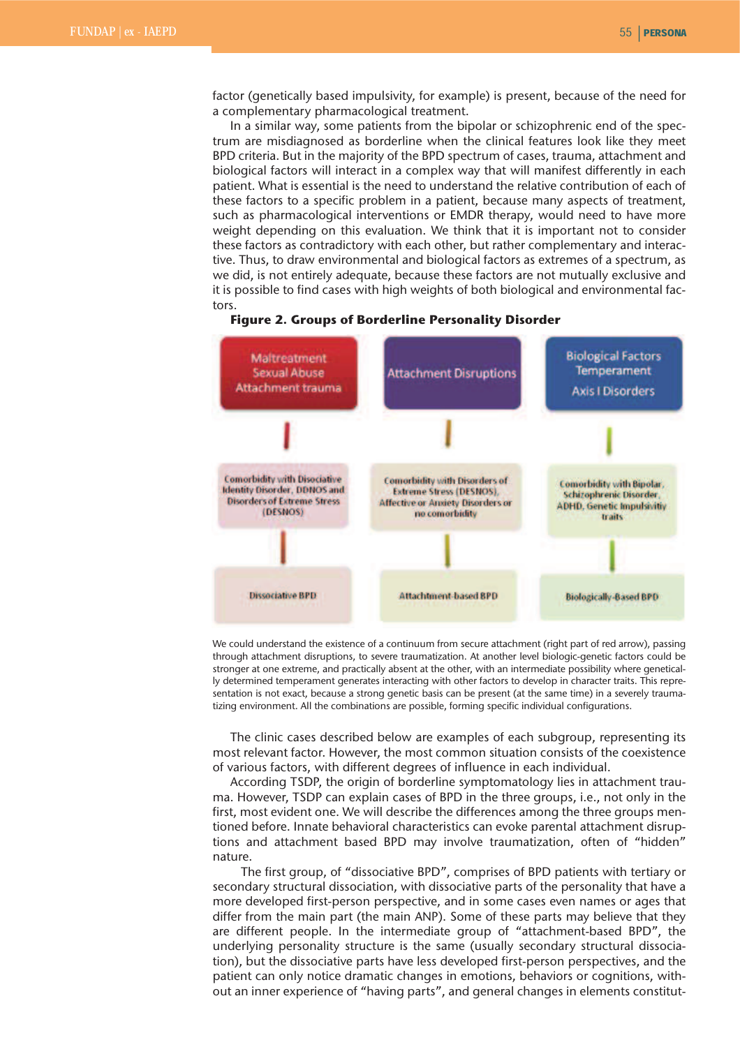factor (genetically based impulsivity, for example) is present, because of the need for a complementary pharmacological treatment.

In a similar way, some patients from the bipolar or schizophrenic end of the spectrum are misdiagnosed as borderline when the clinical features look like they meet BPD criteria. But in the majority of the BPD spectrum of cases, trauma, attachment and biological factors will interact in a complex way that will manifest differently in each patient. What is essential is the need to understand the relative contribution of each of these factors to a specific problem in a patient, because many aspects of treatment, such as pharmacological interventions or EMDR therapy, would need to have more weight depending on this evaluation. We think that it is important not to consider these factors as contradictory with each other, but rather complementary and interactive. Thus, to draw environmental and biological factors as extremes of a spectrum, as we did, is not entirely adequate, because these factors are not mutually exclusive and it is possible to find cases with high weights of both biological and environmental factors.

**Figure 2. Groups of Borderline Personality Disorder**

| Maltreatment, Sexual Abuse, Attachment trauma | Attachment Disruptions | Biological Factors, Temperament, Axis I Disorders |
|---|---|---|
| Comorbidity with Disociative Identity Disorder, DDNOS and Disorders of Extreme Stress (DESNOS) | Comorbidity with Disorders of Extreme Stress (DESNOS), Affective or Anxiety Disorders or no comorbidity | Comorbidity with Bipolar, Schizophrenic Disorder, ADHD, Genetic Impulsivity traits |
| Dissociative BPD | Attachment-based BPD | Biologically-Based BPD |

We could understand the existence of a continuum from secure attachment (right part of red arrow), passing through attachment disruptions, to severe traumatization. At another level biologic-genetic factors could be stronger at one extreme, and practically absent at the other, with an intermediate possibility where genetically determined temperament generates interacting with other factors to develop in character traits. This representation is not exact, because a strong genetic basis can be present (at the same time) in a severely traumatizing environment. All the combinations are possible, forming specific individual configurations.

The clinic cases described below are examples of each subgroup, representing its most relevant factor. However, the most common situation consists of the coexistence of various factors, with different degrees of influence in each individual.

According TSDP, the origin of borderline symptomatology lies in attachment trauma. However, TSDP can explain cases of BPD in the three groups, i.e., not only in the first, most evident one. We will describe the differences among the three groups mentioned before. Innate behavioral characteristics can evoke parental attachment disruptions and attachment based BPD may involve traumatization, often of "hidden" nature.

The first group, of "dissociative BPD", comprises of BPD patients with tertiary or secondary structural dissociation, with dissociative parts of the personality that have a more developed first-person perspective, and in some cases even names or ages that differ from the main part (the main ANP). Some of these parts may believe that they are different people. In the intermediate group of "attachment-based BPD", the underlying personality structure is the same (usually secondary structural dissociation), but the dissociative parts have less developed first-person perspectives, and the patient can only notice dramatic changes in emotions, behaviors or cognitions, without an inner experience of "having parts", and general changes in elements constitut-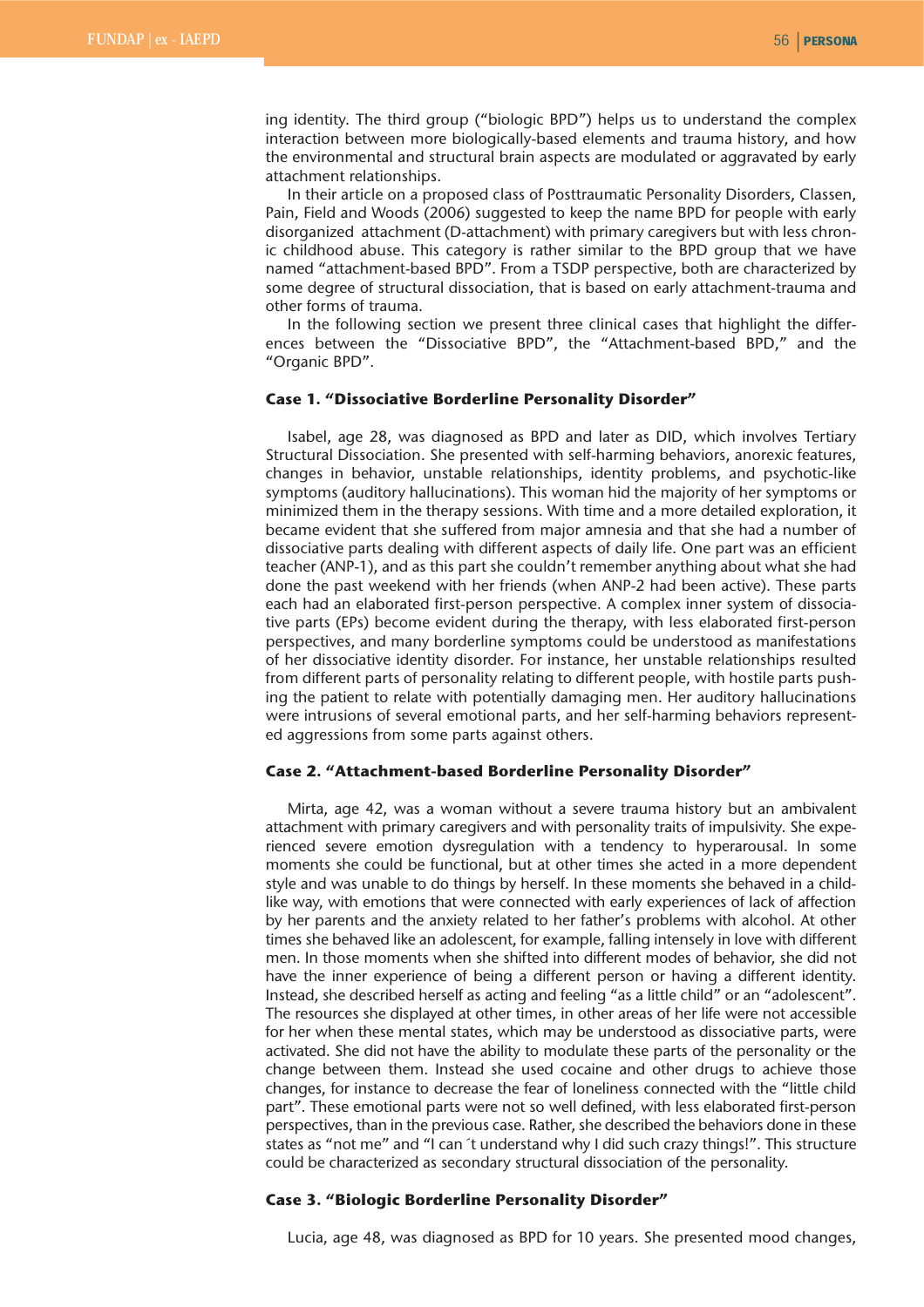ing identity. The third group ("biologic BPD") helps us to understand the complex interaction between more biologically-based elements and trauma history, and how the environmental and structural brain aspects are modulated or aggravated by early attachment relationships.

In their article on a proposed class of Posttraumatic Personality Disorders, Classen, Pain, Field and Woods (2006) suggested to keep the name BPD for people with early disorganized attachment (D-attachment) with primary caregivers but with less chronic childhood abuse. This category is rather similar to the BPD group that we have named "attachment-based BPD". From a TSDP perspective, both are characterized by some degree of structural dissociation, that is based on early attachment-trauma and other forms of trauma.

In the following section we present three clinical cases that highlight the differences between the "Dissociative BPD", the "Attachment-based BPD," and the "Organic BPD".

### Case 1. "Dissociative Borderline Personality Disorder"

Isabel, age 28, was diagnosed as BPD and later as DID, which involves Tertiary Structural Dissociation. She presented with self-harming behaviors, anorexic features, changes in behavior, unstable relationships, identity problems, and psychotic-like symptoms (auditory hallucinations). This woman hid the majority of her symptoms or minimized them in the therapy sessions. With time and a more detailed exploration, it became evident that she suffered from major amnesia and that she had a number of dissociative parts dealing with different aspects of daily life. One part was an efficient teacher (ANP-1), and as this part she couldn't remember anything about what she had done the past weekend with her friends (when ANP-2 had been active). These parts each had an elaborated first-person perspective. A complex inner system of dissociative parts (EPs) become evident during the therapy, with less elaborated first-person perspectives, and many borderline symptoms could be understood as manifestations of her dissociative identity disorder. For instance, her unstable relationships resulted from different parts of personality relating to different people, with hostile parts pushing the patient to relate with potentially damaging men. Her auditory hallucinations were intrusions of several emotional parts, and her self-harming behaviors represented aggressions from some parts against others.

### Case 2. "Attachment-based Borderline Personality Disorder"

Mirta, age 42, was a woman without a severe trauma history but an ambivalent attachment with primary caregivers and with personality traits of impulsivity. She experienced severe emotion dysregulation with a tendency to hyperarousal. In some moments she could be functional, but at other times she acted in a more dependent style and was unable to do things by herself. In these moments she behaved in a childlike way, with emotions that were connected with early experiences of lack of affection by her parents and the anxiety related to her father's problems with alcohol. At other times she behaved like an adolescent, for example, falling intensely in love with different men. In those moments when she shifted into different modes of behavior, she did not have the inner experience of being a different person or having a different identity. Instead, she described herself as acting and feeling "as a little child" or an "adolescent". The resources she displayed at other times, in other areas of her life were not accessible for her when these mental states, which may be understood as dissociative parts, were activated. She did not have the ability to modulate these parts of the personality or the change between them. Instead she used cocaine and other drugs to achieve those changes, for instance to decrease the fear of loneliness connected with the "little child part". These emotional parts were not so well defined, with less elaborated first-person perspectives, than in the previous case. Rather, she described the behaviors done in these states as "not me" and "I can´t understand why I did such crazy things!". This structure could be characterized as secondary structural dissociation of the personality.

### Case 3. "Biologic Borderline Personality Disorder"

Lucia, age 48, was diagnosed as BPD for 10 years. She presented mood changes,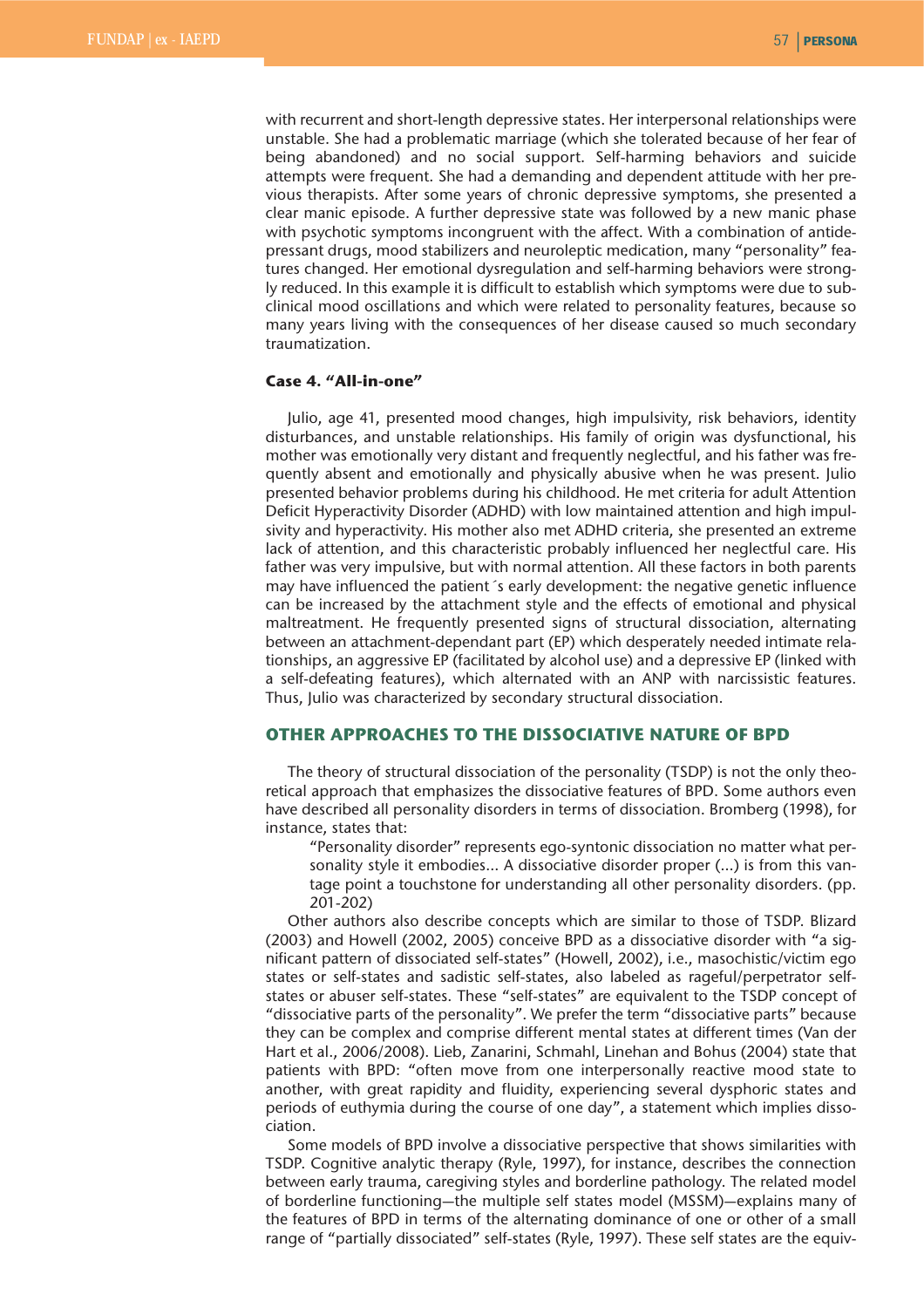with recurrent and short-length depressive states. Her interpersonal relationships were unstable. She had a problematic marriage (which she tolerated because of her fear of being abandoned) and no social support. Self-harming behaviors and suicide attempts were frequent. She had a demanding and dependent attitude with her previous therapists. After some years of chronic depressive symptoms, she presented a clear manic episode. A further depressive state was followed by a new manic phase with psychotic symptoms incongruent with the affect. With a combination of antidepressant drugs, mood stabilizers and neuroleptic medication, many "personality" features changed. Her emotional dysregulation and self-harming behaviors were strongly reduced. In this example it is difficult to establish which symptoms were due to subclinical mood oscillations and which were related to personality features, because so many years living with the consequences of her disease caused so much secondary traumatization.

### Case 4. "All-in-one"

Julio, age 41, presented mood changes, high impulsivity, risk behaviors, identity disturbances, and unstable relationships. His family of origin was dysfunctional, his mother was emotionally very distant and frequently neglectful, and his father was frequently absent and emotionally and physically abusive when he was present. Julio presented behavior problems during his childhood. He met criteria for adult Attention Deficit Hyperactivity Disorder (ADHD) with low maintained attention and high impulsivity and hyperactivity. His mother also met ADHD criteria, she presented an extreme lack of attention, and this characteristic probably influenced her neglectful care. His father was very impulsive, but with normal attention. All these factors in both parents may have influenced the patient´s early development: the negative genetic influence can be increased by the attachment style and the effects of emotional and physical maltreatment. He frequently presented signs of structural dissociation, alternating between an attachment-dependant part (EP) which desperately needed intimate relationships, an aggressive EP (facilitated by alcohol use) and a depressive EP (linked with a self-defeating features), which alternated with an ANP with narcissistic features. Thus, Julio was characterized by secondary structural dissociation.

## OTHER APPROACHES TO THE DISSOCIATIVE NATURE OF BPD

The theory of structural dissociation of the personality (TSDP) is not the only theoretical approach that emphasizes the dissociative features of BPD. Some authors even have described all personality disorders in terms of dissociation. Bromberg (1998), for instance, states that:

> "Personality disorder" represents ego-syntonic dissociation no matter what personality style it embodies... A dissociative disorder proper (...) is from this vantage point a touchstone for understanding all other personality disorders. (pp. 201-202)

Other authors also describe concepts which are similar to those of TSDP. Blizard (2003) and Howell (2002, 2005) conceive BPD as a dissociative disorder with "a significant pattern of dissociated self-states" (Howell, 2002), i.e., masochistic/victim ego states or self-states and sadistic self-states, also labeled as rageful/perpetrator self-states or abuser self-states. These "self-states" are equivalent to the TSDP concept of "dissociative parts of the personality". We prefer the term "dissociative parts" because they can be complex and comprise different mental states at different times (Van der Hart et al., 2006/2008). Lieb, Zanarini, Schmahl, Linehan and Bohus (2004) state that patients with BPD: "often move from one interpersonally reactive mood state to another, with great rapidity and fluidity, experiencing several dysphoric states and periods of euthymia during the course of one day", a statement which implies dissociation.

Some models of BPD involve a dissociative perspective that shows similarities with TSDP. Cognitive analytic therapy (Ryle, 1997), for instance, describes the connection between early trauma, caregiving styles and borderline pathology. The related model of borderline functioning—the multiple self states model (MSSM)—explains many of the features of BPD in terms of the alternating dominance of one or other of a small range of "partially dissociated" self-states (Ryle, 1997). These self states are the equiv-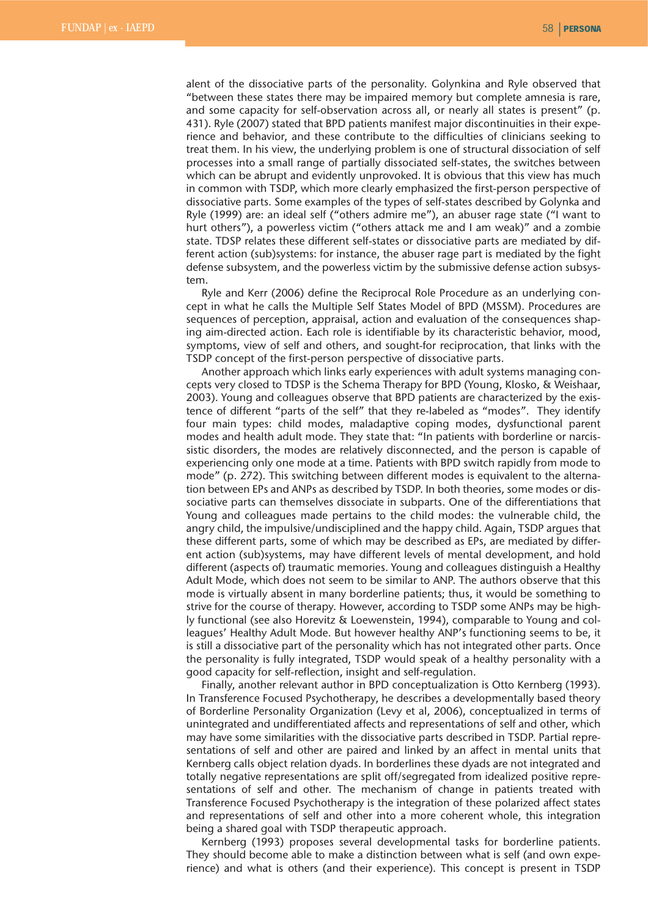alent of the dissociative parts of the personality. Golynkina and Ryle observed that "between these states there may be impaired memory but complete amnesia is rare, and some capacity for self-observation across all, or nearly all states is present" (p. 431). Ryle (2007) stated that BPD patients manifest major discontinuities in their experience and behavior, and these contribute to the difficulties of clinicians seeking to treat them. In his view, the underlying problem is one of structural dissociation of self processes into a small range of partially dissociated self-states, the switches between which can be abrupt and evidently unprovoked. It is obvious that this view has much in common with TSDP, which more clearly emphasized the first-person perspective of dissociative parts. Some examples of the types of self-states described by Golynka and Ryle (1999) are: an ideal self ("others admire me"), an abuser rage state ("I want to hurt others"), a powerless victim ("others attack me and I am weak)" and a zombie state. TDSP relates these different self-states or dissociative parts are mediated by different action (sub)systems: for instance, the abuser rage part is mediated by the fight defense subsystem, and the powerless victim by the submissive defense action subsystem.

Ryle and Kerr (2006) define the Reciprocal Role Procedure as an underlying concept in what he calls the Multiple Self States Model of BPD (MSSM). Procedures are sequences of perception, appraisal, action and evaluation of the consequences shaping aim-directed action. Each role is identifiable by its characteristic behavior, mood, symptoms, view of self and others, and sought-for reciprocation, that links with the TSDP concept of the first-person perspective of dissociative parts.

Another approach which links early experiences with adult systems managing concepts very closed to TDSP is the Schema Therapy for BPD (Young, Klosko, & Weishaar, 2003). Young and colleagues observe that BPD patients are characterized by the existence of different "parts of the self" that they re-labeled as "modes". They identify four main types: child modes, maladaptive coping modes, dysfunctional parent modes and health adult mode. They state that: "In patients with borderline or narcissistic disorders, the modes are relatively disconnected, and the person is capable of experiencing only one mode at a time. Patients with BPD switch rapidly from mode to mode" (p. 272). This switching between different modes is equivalent to the alternation between EPs and ANPs as described by TSDP. In both theories, some modes or dissociative parts can themselves dissociate in subparts. One of the differentiations that Young and colleagues made pertains to the child modes: the vulnerable child, the angry child, the impulsive/undisciplined and the happy child. Again, TSDP argues that these different parts, some of which may be described as EPs, are mediated by different action (sub)systems, may have different levels of mental development, and hold different (aspects of) traumatic memories. Young and colleagues distinguish a Healthy Adult Mode, which does not seem to be similar to ANP. The authors observe that this mode is virtually absent in many borderline patients; thus, it would be something to strive for the course of therapy. However, according to TSDP some ANPs may be highly functional (see also Horevitz & Loewenstein, 1994), comparable to Young and colleagues' Healthy Adult Mode. But however healthy ANP's functioning seems to be, it is still a dissociative part of the personality which has not integrated other parts. Once the personality is fully integrated, TSDP would speak of a healthy personality with a good capacity for self-reflection, insight and self-regulation.

Finally, another relevant author in BPD conceptualization is Otto Kernberg (1993). In Transference Focused Psychotherapy, he describes a developmentally based theory of Borderline Personality Organization (Levy et al, 2006), conceptualized in terms of unintegrated and undifferentiated affects and representations of self and other, which may have some similarities with the dissociative parts described in TSDP. Partial representations of self and other are paired and linked by an affect in mental units that Kernberg calls object relation dyads. In borderlines these dyads are not integrated and totally negative representations are split off/segregated from idealized positive representations of self and other. The mechanism of change in patients treated with Transference Focused Psychotherapy is the integration of these polarized affect states and representations of self and other into a more coherent whole, this integration being a shared goal with TSDP therapeutic approach.

Kernberg (1993) proposes several developmental tasks for borderline patients. They should become able to make a distinction between what is self (and own experience) and what is others (and their experience). This concept is present in TSDP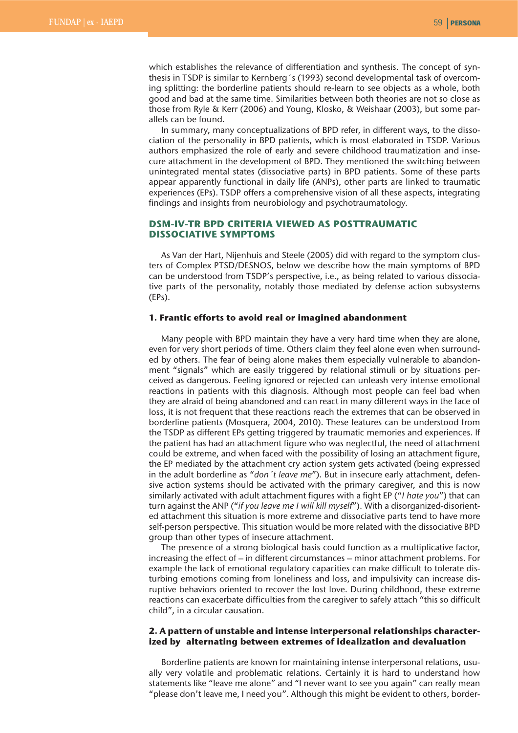which establishes the relevance of differentiation and synthesis. The concept of synthesis in TSDP is similar to Kernberg´s (1993) second developmental task of overcoming splitting: the borderline patients should re-learn to see objects as a whole, both good and bad at the same time. Similarities between both theories are not so close as those from Ryle & Kerr (2006) and Young, Klosko, & Weishaar (2003), but some parallels can be found.

In summary, many conceptualizations of BPD refer, in different ways, to the dissociation of the personality in BPD patients, which is most elaborated in TSDP. Various authors emphasized the role of early and severe childhood traumatization and insecure attachment in the development of BPD. They mentioned the switching between unintegrated mental states (dissociative parts) in BPD patients. Some of these parts appear apparently functional in daily life (ANPs), other parts are linked to traumatic experiences (EPs). TSDP offers a comprehensive vision of all these aspects, integrating findings and insights from neurobiology and psychotraumatology.

## DSM-IV-TR BPD CRITERIA VIEWED AS POSTTRAUMATIC DISSOCIATIVE SYMPTOMS

As Van der Hart, Nijenhuis and Steele (2005) did with regard to the symptom clusters of Complex PTSD/DESNOS, below we describe how the main symptoms of BPD can be understood from TSDP's perspective, i.e., as being related to various dissociative parts of the personality, notably those mediated by defense action subsystems (EPs).

### 1. Frantic efforts to avoid real or imagined abandonment

Many people with BPD maintain they have a very hard time when they are alone, even for very short periods of time. Others claim they feel alone even when surrounded by others. The fear of being alone makes them especially vulnerable to abandonment "signals" which are easily triggered by relational stimuli or by situations perceived as dangerous. Feeling ignored or rejected can unleash very intense emotional reactions in patients with this diagnosis. Although most people can feel bad when they are afraid of being abandoned and can react in many different ways in the face of loss, it is not frequent that these reactions reach the extremes that can be observed in borderline patients (Mosquera, 2004, 2010). These features can be understood from the TSDP as different EPs getting triggered by traumatic memories and experiences. If the patient has had an attachment figure who was neglectful, the need of attachment could be extreme, and when faced with the possibility of losing an attachment figure, the EP mediated by the attachment cry action system gets activated (being expressed in the adult borderline as "*don´t leave me*"). But in insecure early attachment, defensive action systems should be activated with the primary caregiver, and this is now similarly activated with adult attachment figures with a fight EP ("*I hate you*") that can turn against the ANP ("*if you leave me I will kill myself*"). With a disorganized-disoriented attachment this situation is more extreme and dissociative parts tend to have more self-person perspective. This situation would be more related with the dissociative BPD group than other types of insecure attachment.

The presence of a strong biological basis could function as a multiplicative factor, increasing the effect of – in different circumstances – minor attachment problems. For example the lack of emotional regulatory capacities can make difficult to tolerate disturbing emotions coming from loneliness and loss, and impulsivity can increase disruptive behaviors oriented to recover the lost love. During childhood, these extreme reactions can exacerbate difficulties from the caregiver to safely attach "this so difficult child", in a circular causation.

### 2. A pattern of unstable and intense interpersonal relationships characterized by alternating between extremes of idealization and devaluation

Borderline patients are known for maintaining intense interpersonal relations, usually very volatile and problematic relations. Certainly it is hard to understand how statements like "leave me alone" and "I never want to see you again" can really mean "please don't leave me, I need you". Although this might be evident to others, border-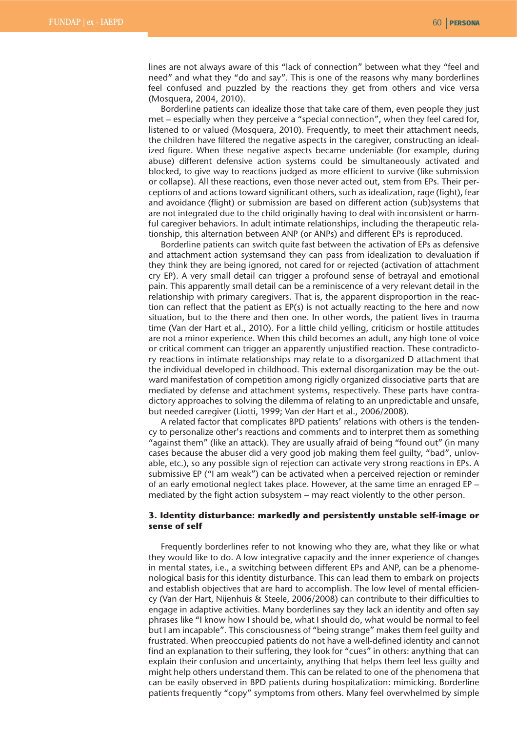lines are not always aware of this "lack of connection" between what they "feel and need" and what they "do and say". This is one of the reasons why many borderlines feel confused and puzzled by the reactions they get from others and vice versa (Mosquera, 2004, 2010).

Borderline patients can idealize those that take care of them, even people they just met – especially when they perceive a "special connection", when they feel cared for, listened to or valued (Mosquera, 2010). Frequently, to meet their attachment needs, the children have filtered the negative aspects in the caregiver, constructing an idealized figure. When these negative aspects became undeniable (for example, during abuse) different defensive action systems could be simultaneously activated and blocked, to give way to reactions judged as more efficient to survive (like submission or collapse). All these reactions, even those never acted out, stem from EPs. Their perceptions of and actions toward significant others, such as idealization, rage (fight), fear and avoidance (flight) or submission are based on different action (sub)systems that are not integrated due to the child originally having to deal with inconsistent or harmful caregiver behaviors. In adult intimate relationships, including the therapeutic relationship, this alternation between ANP (or ANPs) and different EPs is reproduced.

Borderline patients can switch quite fast between the activation of EPs as defensive and attachment action systemsand they can pass from idealization to devaluation if they think they are being ignored, not cared for or rejected (activation of attachment cry EP). A very small detail can trigger a profound sense of betrayal and emotional pain. This apparently small detail can be a reminiscence of a very relevant detail in the relationship with primary caregivers. That is, the apparent disproportion in the reaction can reflect that the patient as EP(s) is not actually reacting to the here and now situation, but to the there and then one. In other words, the patient lives in trauma time (Van der Hart et al., 2010). For a little child yelling, criticism or hostile attitudes are not a minor experience. When this child becomes an adult, any high tone of voice or critical comment can trigger an apparently unjustified reaction. These contradictory reactions in intimate relationships may relate to a disorganized D attachment that the individual developed in childhood. This external disorganization may be the outward manifestation of competition among rigidly organized dissociative parts that are mediated by defense and attachment systems, respectively. These parts have contradictory approaches to solving the dilemma of relating to an unpredictable and unsafe, but needed caregiver (Liotti, 1999; Van der Hart et al., 2006/2008).

A related factor that complicates BPD patients' relations with others is the tendency to personalize other's reactions and comments and to interpret them as something "against them" (like an attack). They are usually afraid of being "found out" (in many cases because the abuser did a very good job making them feel guilty, "bad", unlovable, etc.), so any possible sign of rejection can activate very strong reactions in EPs. A submissive EP ("I am weak") can be activated when a perceived rejection or reminder of an early emotional neglect takes place. However, at the same time an enraged EP – mediated by the fight action subsystem – may react violently to the other person.

### 3. Identity disturbance: markedly and persistently unstable self-image or sense of self

Frequently borderlines refer to not knowing who they are, what they like or what they would like to do. A low integrative capacity and the inner experience of changes in mental states, i.e., a switching between different EPs and ANP, can be a phenomenological basis for this identity disturbance. This can lead them to embark on projects and establish objectives that are hard to accomplish. The low level of mental efficiency (Van der Hart, Nijenhuis & Steele, 2006/2008) can contribute to their difficulties to engage in adaptive activities. Many borderlines say they lack an identity and often say phrases like "I know how I should be, what I should do, what would be normal to feel but I am incapable". This consciousness of "being strange" makes them feel guilty and frustrated. When preoccupied patients do not have a well-defined identity and cannot find an explanation to their suffering, they look for "cues" in others: anything that can explain their confusion and uncertainty, anything that helps them feel less guilty and might help others understand them. This can be related to one of the phenomena that can be easily observed in BPD patients during hospitalization: mimicking. Borderline patients frequently "copy" symptoms from others. Many feel overwhelmed by simple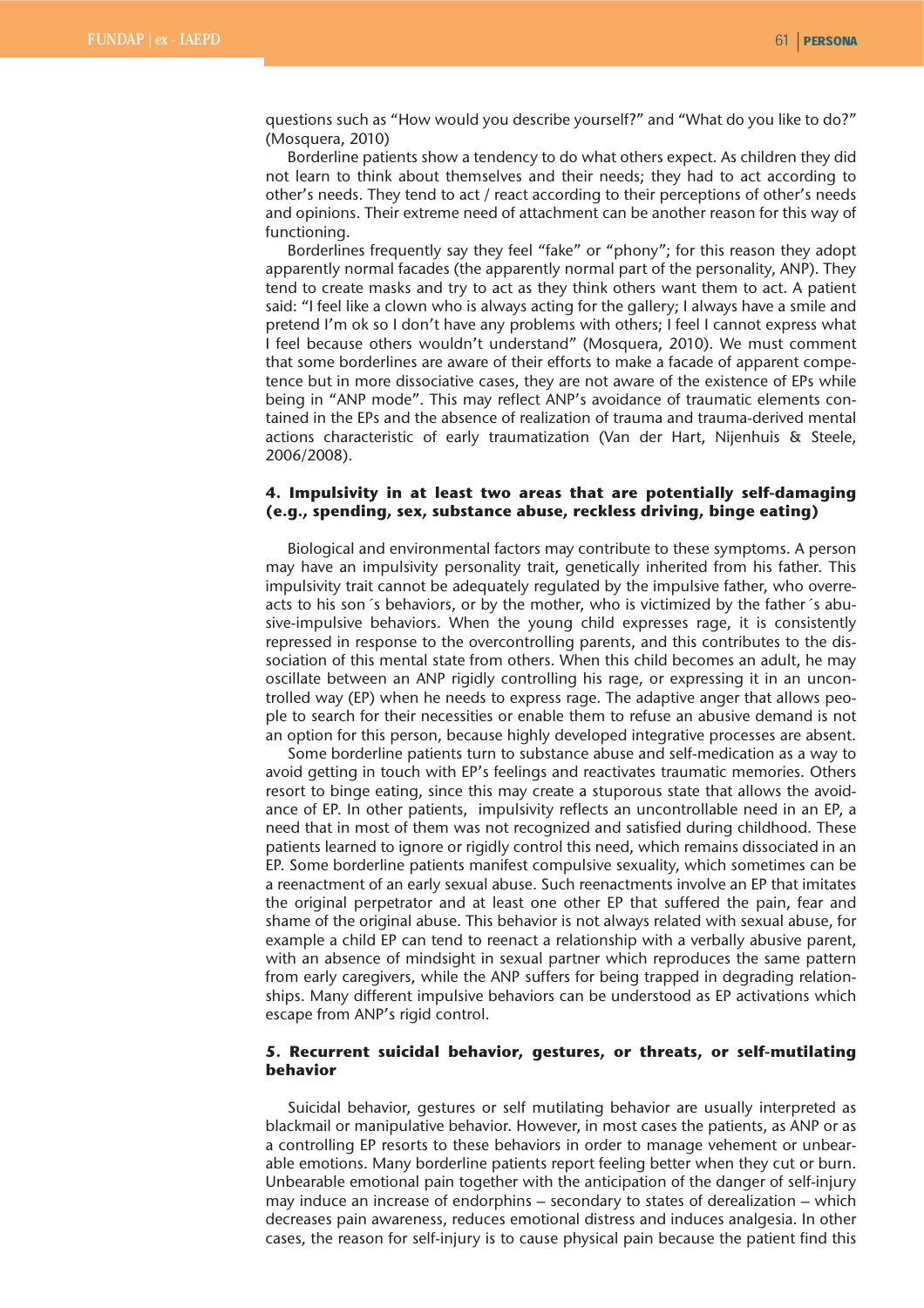questions such as “How would you describe yourself?” and “What do you like to do?” (Mosquera, 2010)

Borderline patients show a tendency to do what others expect. As children they did not learn to think about themselves and their needs; they had to act according to other’s needs. They tend to act / react according to their perceptions of other’s needs and opinions. Their extreme need of attachment can be another reason for this way of functioning.

Borderlines frequently say they feel “fake” or “phony”; for this reason they adopt apparently normal facades (the apparently normal part of the personality, ANP). They tend to create masks and try to act as they think others want them to act. A patient said: “I feel like a clown who is always acting for the gallery; I always have a smile and pretend I’m ok so I don’t have any problems with others; I feel I cannot express what I feel because others wouldn’t understand” (Mosquera, 2010). We must comment that some borderlines are aware of their efforts to make a facade of apparent competence but in more dissociative cases, they are not aware of the existence of EPs while being in “ANP mode”. This may reflect ANP’s avoidance of traumatic elements contained in the EPs and the absence of realization of trauma and trauma-derived mental actions characteristic of early traumatization (Van der Hart, Nijenhuis & Steele, 2006/2008).

**4. Impulsivity in at least two areas that are potentially self-damaging (e.g., spending, sex, substance abuse, reckless driving, binge eating)**

Biological and environmental factors may contribute to these symptoms. A person may have an impulsivity personality trait, genetically inherited from his father. This impulsivity trait cannot be adequately regulated by the impulsive father, who overreacts to his son´s behaviors, or by the mother, who is victimized by the father´s abusive-impulsive behaviors. When the young child expresses rage, it is consistently repressed in response to the overcontrolling parents, and this contributes to the dissociation of this mental state from others. When this child becomes an adult, he may oscillate between an ANP rigidly controlling his rage, or expressing it in an uncontrolled way (EP) when he needs to express rage. The adaptive anger that allows people to search for their necessities or enable them to refuse an abusive demand is not an option for this person, because highly developed integrative processes are absent.

Some borderline patients turn to substance abuse and self-medication as a way to avoid getting in touch with EP’s feelings and reactivates traumatic memories. Others resort to binge eating, since this may create a stuporous state that allows the avoidance of EP. In other patients, impulsivity reflects an uncontrollable need in an EP, a need that in most of them was not recognized and satisfied during childhood. These patients learned to ignore or rigidly control this need, which remains dissociated in an EP. Some borderline patients manifest compulsive sexuality, which sometimes can be a reenactment of an early sexual abuse. Such reenactments involve an EP that imitates the original perpetrator and at least one other EP that suffered the pain, fear and shame of the original abuse. This behavior is not always related with sexual abuse, for example a child EP can tend to reenact a relationship with a verbally abusive parent, with an absence of mindsight in sexual partner which reproduces the same pattern from early caregivers, while the ANP suffers for being trapped in degrading relationships. Many different impulsive behaviors can be understood as EP activations which escape from ANP’s rigid control.

**5. Recurrent suicidal behavior, gestures, or threats, or self-mutilating behavior**

Suicidal behavior, gestures or self mutilating behavior are usually interpreted as blackmail or manipulative behavior. However, in most cases the patients, as ANP or as a controlling EP resorts to these behaviors in order to manage vehement or unbearable emotions. Many borderline patients report feeling better when they cut or burn. Unbearable emotional pain together with the anticipation of the danger of self-injury may induce an increase of endorphins – secondary to states of derealization – which decreases pain awareness, reduces emotional distress and induces analgesia. In other cases, the reason for self-injury is to cause physical pain because the patient find this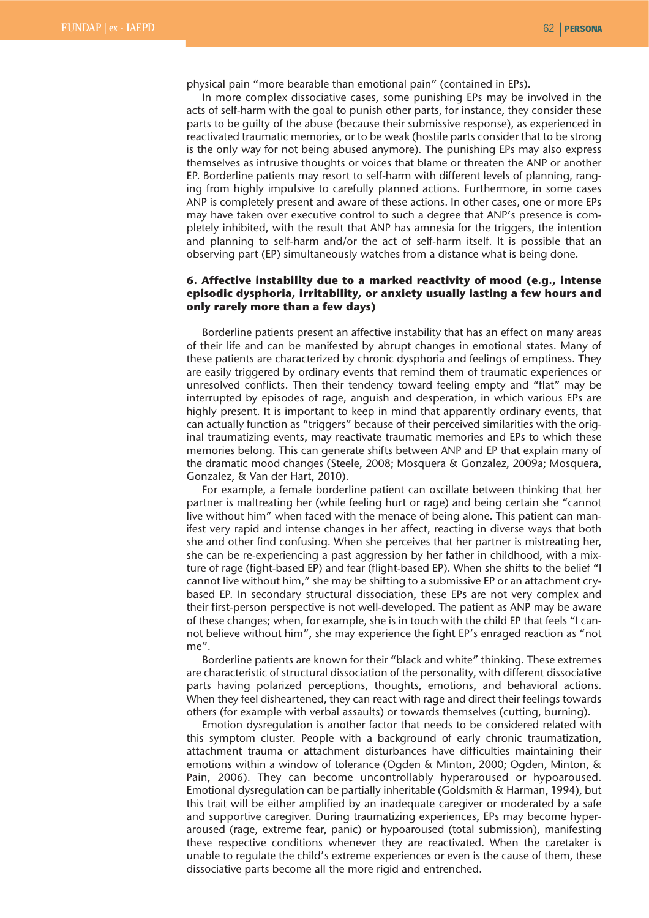physical pain "more bearable than emotional pain" (contained in EPs).

In more complex dissociative cases, some punishing EPs may be involved in the acts of self-harm with the goal to punish other parts, for instance, they consider these parts to be guilty of the abuse (because their submissive response), as experienced in reactivated traumatic memories, or to be weak (hostile parts consider that to be strong is the only way for not being abused anymore). The punishing EPs may also express themselves as intrusive thoughts or voices that blame or threaten the ANP or another EP. Borderline patients may resort to self-harm with different levels of planning, ranging from highly impulsive to carefully planned actions. Furthermore, in some cases ANP is completely present and aware of these actions. In other cases, one or more EPs may have taken over executive control to such a degree that ANP's presence is completely inhibited, with the result that ANP has amnesia for the triggers, the intention and planning to self-harm and/or the act of self-harm itself. It is possible that an observing part (EP) simultaneously watches from a distance what is being done.

### 6. Affective instability due to a marked reactivity of mood (e.g., intense episodic dysphoria, irritability, or anxiety usually lasting a few hours and only rarely more than a few days)

Borderline patients present an affective instability that has an effect on many areas of their life and can be manifested by abrupt changes in emotional states. Many of these patients are characterized by chronic dysphoria and feelings of emptiness. They are easily triggered by ordinary events that remind them of traumatic experiences or unresolved conflicts. Then their tendency toward feeling empty and "flat" may be interrupted by episodes of rage, anguish and desperation, in which various EPs are highly present. It is important to keep in mind that apparently ordinary events, that can actually function as "triggers" because of their perceived similarities with the original traumatizing events, may reactivate traumatic memories and EPs to which these memories belong. This can generate shifts between ANP and EP that explain many of the dramatic mood changes (Steele, 2008; Mosquera & Gonzalez, 2009a; Mosquera, Gonzalez, & Van der Hart, 2010).

For example, a female borderline patient can oscillate between thinking that her partner is maltreating her (while feeling hurt or rage) and being certain she "cannot live without him" when faced with the menace of being alone. This patient can manifest very rapid and intense changes in her affect, reacting in diverse ways that both she and other find confusing. When she perceives that her partner is mistreating her, she can be re-experiencing a past aggression by her father in childhood, with a mixture of rage (fight-based EP) and fear (flight-based EP). When she shifts to the belief "I cannot live without him," she may be shifting to a submissive EP or an attachment cry-based EP. In secondary structural dissociation, these EPs are not very complex and their first-person perspective is not well-developed. The patient as ANP may be aware of these changes; when, for example, she is in touch with the child EP that feels "I cannot believe without him", she may experience the fight EP's enraged reaction as "not me".

Borderline patients are known for their "black and white" thinking. These extremes are characteristic of structural dissociation of the personality, with different dissociative parts having polarized perceptions, thoughts, emotions, and behavioral actions. When they feel disheartened, they can react with rage and direct their feelings towards others (for example with verbal assaults) or towards themselves (cutting, burning).

Emotion dysregulation is another factor that needs to be considered related with this symptom cluster. People with a background of early chronic traumatization, attachment trauma or attachment disturbances have difficulties maintaining their emotions within a window of tolerance (Ogden & Minton, 2000; Ogden, Minton, & Pain, 2006). They can become uncontrollably hyperaroused or hypoaroused. Emotional dysregulation can be partially inheritable (Goldsmith & Harman, 1994), but this trait will be either amplified by an inadequate caregiver or moderated by a safe and supportive caregiver. During traumatizing experiences, EPs may become hyperaroused (rage, extreme fear, panic) or hypoaroused (total submission), manifesting these respective conditions whenever they are reactivated. When the caretaker is unable to regulate the child's extreme experiences or even is the cause of them, these dissociative parts become all the more rigid and entrenched.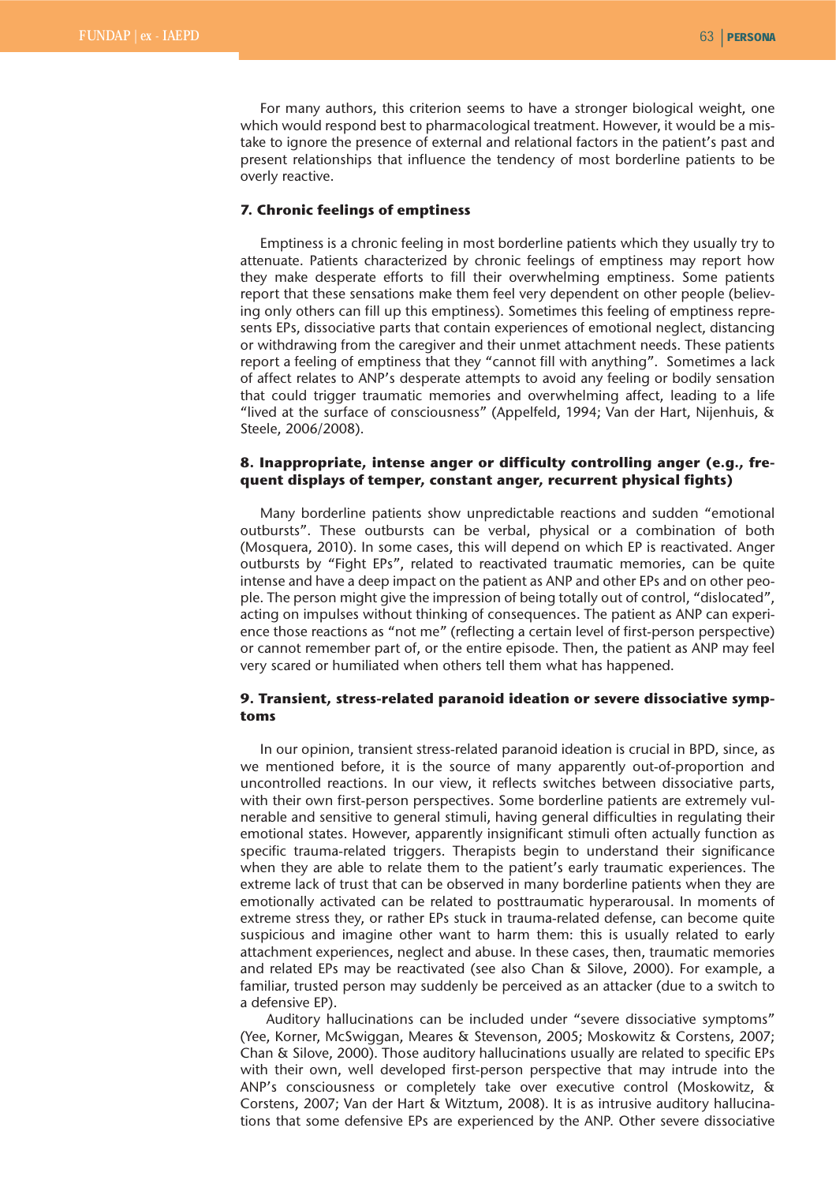For many authors, this criterion seems to have a stronger biological weight, one which would respond best to pharmacological treatment. However, it would be a mistake to ignore the presence of external and relational factors in the patient's past and present relationships that influence the tendency of most borderline patients to be overly reactive.

### 7. Chronic feelings of emptiness

Emptiness is a chronic feeling in most borderline patients which they usually try to attenuate. Patients characterized by chronic feelings of emptiness may report how they make desperate efforts to fill their overwhelming emptiness. Some patients report that these sensations make them feel very dependent on other people (believing only others can fill up this emptiness). Sometimes this feeling of emptiness represents EPs, dissociative parts that contain experiences of emotional neglect, distancing or withdrawing from the caregiver and their unmet attachment needs. These patients report a feeling of emptiness that they "cannot fill with anything". Sometimes a lack of affect relates to ANP's desperate attempts to avoid any feeling or bodily sensation that could trigger traumatic memories and overwhelming affect, leading to a life "lived at the surface of consciousness" (Appelfeld, 1994; Van der Hart, Nijenhuis, & Steele, 2006/2008).

### 8. Inappropriate, intense anger or difficulty controlling anger (e.g., frequent displays of temper, constant anger, recurrent physical fights)

Many borderline patients show unpredictable reactions and sudden "emotional outbursts". These outbursts can be verbal, physical or a combination of both (Mosquera, 2010). In some cases, this will depend on which EP is reactivated. Anger outbursts by "Fight EPs", related to reactivated traumatic memories, can be quite intense and have a deep impact on the patient as ANP and other EPs and on other people. The person might give the impression of being totally out of control, "dislocated", acting on impulses without thinking of consequences. The patient as ANP can experience those reactions as "not me" (reflecting a certain level of first-person perspective) or cannot remember part of, or the entire episode. Then, the patient as ANP may feel very scared or humiliated when others tell them what has happened.

### 9. Transient, stress-related paranoid ideation or severe dissociative symptoms

In our opinion, transient stress-related paranoid ideation is crucial in BPD, since, as we mentioned before, it is the source of many apparently out-of-proportion and uncontrolled reactions. In our view, it reflects switches between dissociative parts, with their own first-person perspectives. Some borderline patients are extremely vulnerable and sensitive to general stimuli, having general difficulties in regulating their emotional states. However, apparently insignificant stimuli often actually function as specific trauma-related triggers. Therapists begin to understand their significance when they are able to relate them to the patient's early traumatic experiences. The extreme lack of trust that can be observed in many borderline patients when they are emotionally activated can be related to posttraumatic hyperarousal. In moments of extreme stress they, or rather EPs stuck in trauma-related defense, can become quite suspicious and imagine other want to harm them: this is usually related to early attachment experiences, neglect and abuse. In these cases, then, traumatic memories and related EPs may be reactivated (see also Chan & Silove, 2000). For example, a familiar, trusted person may suddenly be perceived as an attacker (due to a switch to a defensive EP).

Auditory hallucinations can be included under "severe dissociative symptoms" (Yee, Korner, McSwiggan, Meares & Stevenson, 2005; Moskowitz & Corstens, 2007; Chan & Silove, 2000). Those auditory hallucinations usually are related to specific EPs with their own, well developed first-person perspective that may intrude into the ANP's consciousness or completely take over executive control (Moskowitz, & Corstens, 2007; Van der Hart & Witztum, 2008). It is as intrusive auditory hallucinations that some defensive EPs are experienced by the ANP. Other severe dissociative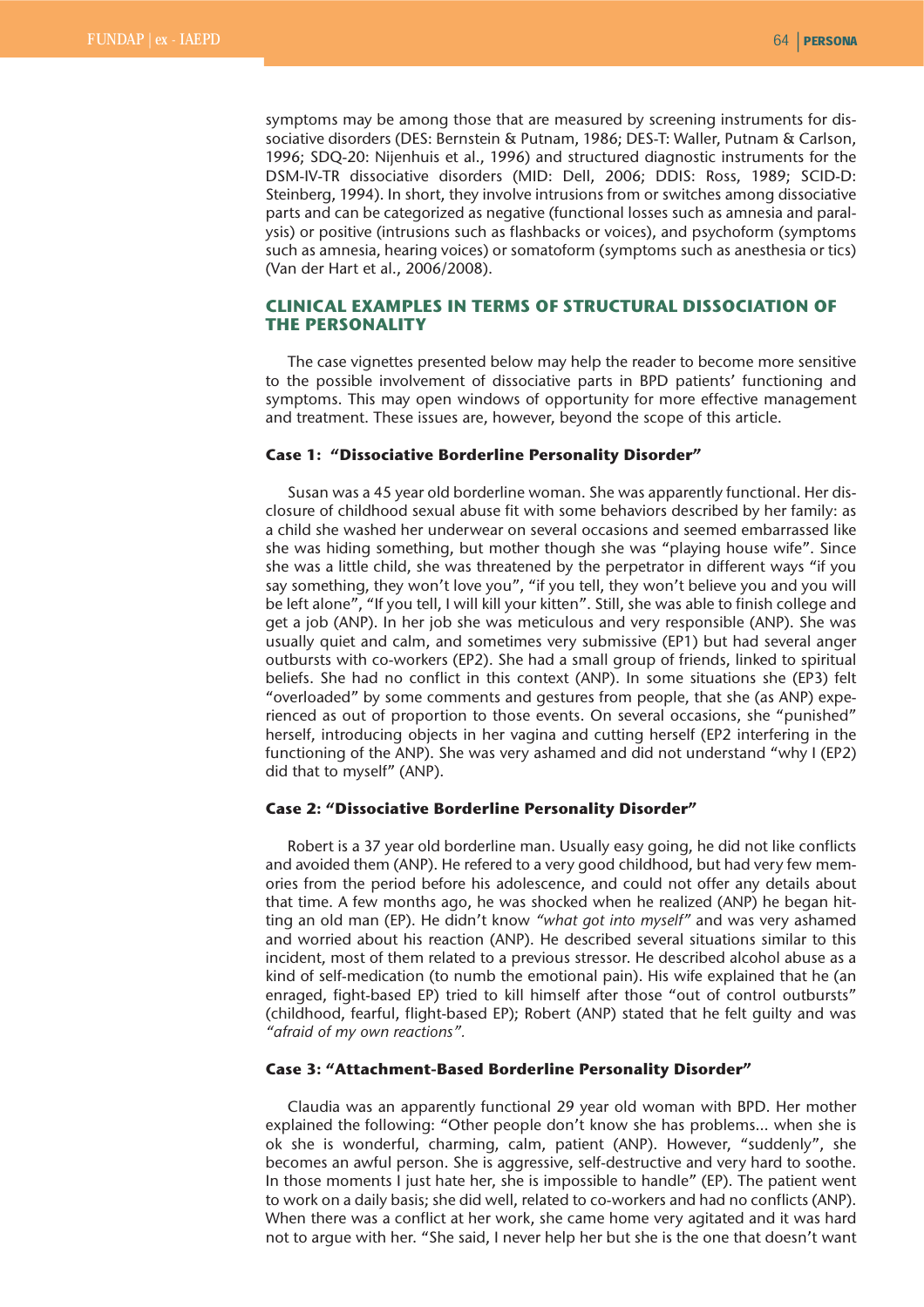symptoms may be among those that are measured by screening instruments for dissociative disorders (DES: Bernstein & Putnam, 1986; DES-T: Waller, Putnam & Carlson, 1996; SDQ-20: Nijenhuis et al., 1996) and structured diagnostic instruments for the DSM-IV-TR dissociative disorders (MID: Dell, 2006; DDIS: Ross, 1989; SCID-D: Steinberg, 1994). In short, they involve intrusions from or switches among dissociative parts and can be categorized as negative (functional losses such as amnesia and paralysis) or positive (intrusions such as flashbacks or voices), and psychoform (symptoms such as amnesia, hearing voices) or somatoform (symptoms such as anesthesia or tics) (Van der Hart et al., 2006/2008).

## CLINICAL EXAMPLES IN TERMS OF STRUCTURAL DISSOCIATION OF THE PERSONALITY

The case vignettes presented below may help the reader to become more sensitive to the possible involvement of dissociative parts in BPD patients' functioning and symptoms. This may open windows of opportunity for more effective management and treatment. These issues are, however, beyond the scope of this article.

### Case 1: "Dissociative Borderline Personality Disorder"

Susan was a 45 year old borderline woman. She was apparently functional. Her disclosure of childhood sexual abuse fit with some behaviors described by her family: as a child she washed her underwear on several occasions and seemed embarrassed like she was hiding something, but mother though she was "playing house wife". Since she was a little child, she was threatened by the perpetrator in different ways "if you say something, they won't love you", "if you tell, they won't believe you and you will be left alone", "If you tell, I will kill your kitten". Still, she was able to finish college and get a job (ANP). In her job she was meticulous and very responsible (ANP). She was usually quiet and calm, and sometimes very submissive (EP1) but had several anger outbursts with co-workers (EP2). She had a small group of friends, linked to spiritual beliefs. She had no conflict in this context (ANP). In some situations she (EP3) felt "overloaded" by some comments and gestures from people, that she (as ANP) experienced as out of proportion to those events. On several occasions, she "punished" herself, introducing objects in her vagina and cutting herself (EP2 interfering in the functioning of the ANP). She was very ashamed and did not understand "why I (EP2) did that to myself" (ANP).

### Case 2: "Dissociative Borderline Personality Disorder"

Robert is a 37 year old borderline man. Usually easy going, he did not like conflicts and avoided them (ANP). He refered to a very good childhood, but had very few memories from the period before his adolescence, and could not offer any details about that time. A few months ago, he was shocked when he realized (ANP) he began hitting an old man (EP). He didn't know *"what got into myself"* and was very ashamed and worried about his reaction (ANP). He described several situations similar to this incident, most of them related to a previous stressor. He described alcohol abuse as a kind of self-medication (to numb the emotional pain). His wife explained that he (an enraged, fight-based EP) tried to kill himself after those "out of control outbursts" (childhood, fearful, flight-based EP); Robert (ANP) stated that he felt guilty and was *"afraid of my own reactions".*

### Case 3: "Attachment-Based Borderline Personality Disorder"

Claudia was an apparently functional 29 year old woman with BPD. Her mother explained the following: "Other people don't know she has problems... when she is ok she is wonderful, charming, calm, patient (ANP). However, "suddenly", she becomes an awful person. She is aggressive, self-destructive and very hard to soothe. In those moments I just hate her, she is impossible to handle" (EP). The patient went to work on a daily basis; she did well, related to co-workers and had no conflicts (ANP). When there was a conflict at her work, she came home very agitated and it was hard not to argue with her. "She said, I never help her but she is the one that doesn't want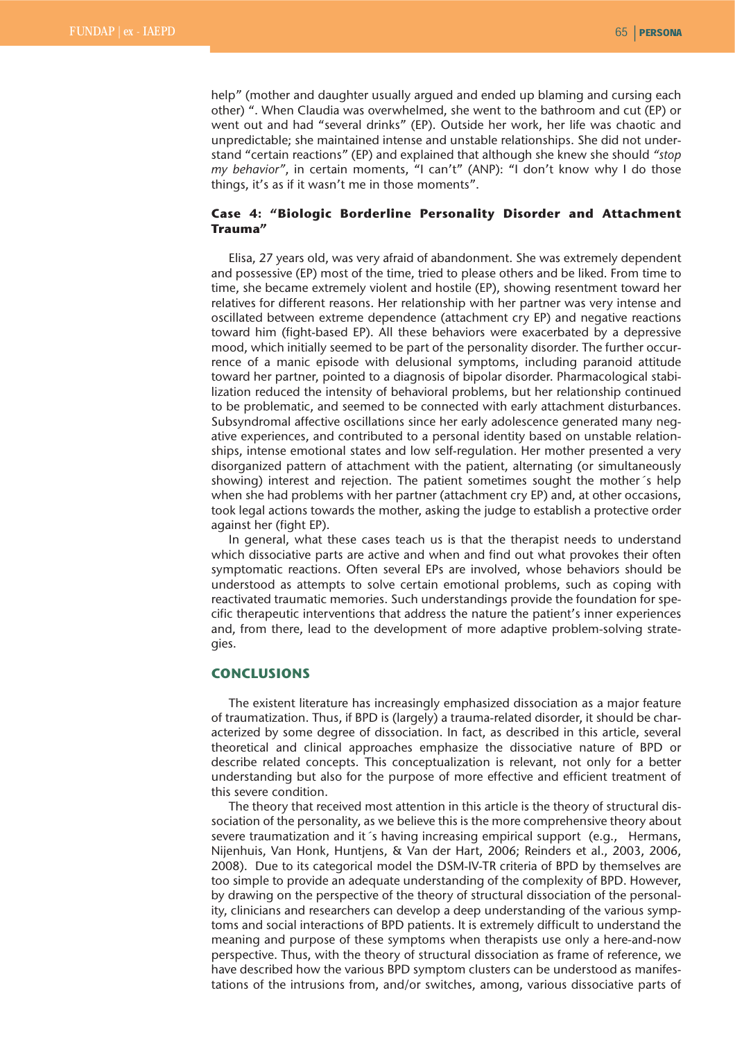help" (mother and daughter usually argued and ended up blaming and cursing each other) ". When Claudia was overwhelmed, she went to the bathroom and cut (EP) or went out and had "several drinks" (EP). Outside her work, her life was chaotic and unpredictable; she maintained intense and unstable relationships. She did not understand "certain reactions" (EP) and explained that although she knew she should *"stop my behavior"*, in certain moments, "I can't" (ANP): "I don't know why I do those things, it's as if it wasn't me in those moments".

### Case 4: "Biologic Borderline Personality Disorder and Attachment Trauma"

Elisa, 27 years old, was very afraid of abandonment. She was extremely dependent and possessive (EP) most of the time, tried to please others and be liked. From time to time, she became extremely violent and hostile (EP), showing resentment toward her relatives for different reasons. Her relationship with her partner was very intense and oscillated between extreme dependence (attachment cry EP) and negative reactions toward him (fight-based EP). All these behaviors were exacerbated by a depressive mood, which initially seemed to be part of the personality disorder. The further occurrence of a manic episode with delusional symptoms, including paranoid attitude toward her partner, pointed to a diagnosis of bipolar disorder. Pharmacological stabilization reduced the intensity of behavioral problems, but her relationship continued to be problematic, and seemed to be connected with early attachment disturbances. Subsyndromal affective oscillations since her early adolescence generated many negative experiences, and contributed to a personal identity based on unstable relationships, intense emotional states and low self-regulation. Her mother presented a very disorganized pattern of attachment with the patient, alternating (or simultaneously showing) interest and rejection. The patient sometimes sought the mother´s help when she had problems with her partner (attachment cry EP) and, at other occasions, took legal actions towards the mother, asking the judge to establish a protective order against her (fight EP).

In general, what these cases teach us is that the therapist needs to understand which dissociative parts are active and when and find out what provokes their often symptomatic reactions. Often several EPs are involved, whose behaviors should be understood as attempts to solve certain emotional problems, such as coping with reactivated traumatic memories. Such understandings provide the foundation for specific therapeutic interventions that address the nature the patient's inner experiences and, from there, lead to the development of more adaptive problem-solving strategies.

## CONCLUSIONS

The existent literature has increasingly emphasized dissociation as a major feature of traumatization. Thus, if BPD is (largely) a trauma-related disorder, it should be characterized by some degree of dissociation. In fact, as described in this article, several theoretical and clinical approaches emphasize the dissociative nature of BPD or describe related concepts. This conceptualization is relevant, not only for a better understanding but also for the purpose of more effective and efficient treatment of this severe condition.

The theory that received most attention in this article is the theory of structural dissociation of the personality, as we believe this is the more comprehensive theory about severe traumatization and it´s having increasing empirical support (e.g., Hermans, Nijenhuis, Van Honk, Huntjens, & Van der Hart, 2006; Reinders et al., 2003, 2006, 2008). Due to its categorical model the DSM-IV-TR criteria of BPD by themselves are too simple to provide an adequate understanding of the complexity of BPD. However, by drawing on the perspective of the theory of structural dissociation of the personality, clinicians and researchers can develop a deep understanding of the various symptoms and social interactions of BPD patients. It is extremely difficult to understand the meaning and purpose of these symptoms when therapists use only a here-and-now perspective. Thus, with the theory of structural dissociation as frame of reference, we have described how the various BPD symptom clusters can be understood as manifestations of the intrusions from, and/or switches, among, various dissociative parts of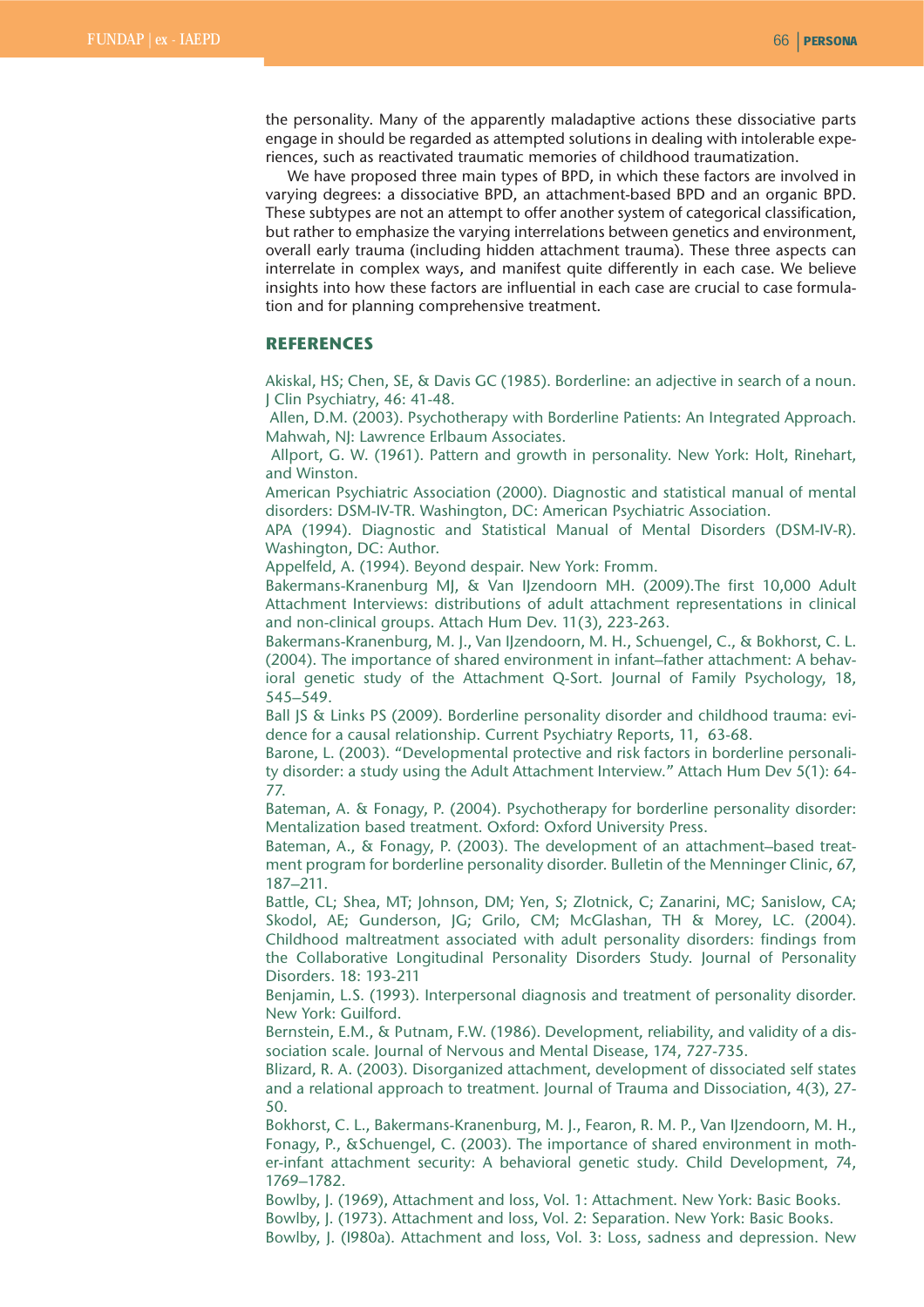the personality. Many of the apparently maladaptive actions these dissociative parts engage in should be regarded as attempted solutions in dealing with intolerable experiences, such as reactivated traumatic memories of childhood traumatization.

We have proposed three main types of BPD, in which these factors are involved in varying degrees: a dissociative BPD, an attachment-based BPD and an organic BPD. These subtypes are not an attempt to offer another system of categorical classification, but rather to emphasize the varying interrelations between genetics and environment, overall early trauma (including hidden attachment trauma). These three aspects can interrelate in complex ways, and manifest quite differently in each case. We believe insights into how these factors are influential in each case are crucial to case formulation and for planning comprehensive treatment.

## REFERENCES

Akiskal, HS; Chen, SE, & Davis GC (1985). Borderline: an adjective in search of a noun. J Clin Psychiatry, 46: 41-48.

Allen, D.M. (2003). Psychotherapy with Borderline Patients: An Integrated Approach. Mahwah, NJ: Lawrence Erlbaum Associates.

Allport, G. W. (1961). Pattern and growth in personality. New York: Holt, Rinehart, and Winston.

American Psychiatric Association (2000). Diagnostic and statistical manual of mental disorders: DSM-IV-TR. Washington, DC: American Psychiatric Association.

APA (1994). Diagnostic and Statistical Manual of Mental Disorders (DSM-IV-R). Washington, DC: Author.

Appelfeld, A. (1994). Beyond despair. New York: Fromm.

Bakermans-Kranenburg MJ, & Van IJzendoorn MH. (2009).The first 10,000 Adult Attachment Interviews: distributions of adult attachment representations in clinical and non-clinical groups. Attach Hum Dev. 11(3), 223-263.

Bakermans-Kranenburg, M. J., Van IJzendoorn, M. H., Schuengel, C., & Bokhorst, C. L. (2004). The importance of shared environment in infant–father attachment: A behavioral genetic study of the Attachment Q-Sort. Journal of Family Psychology, 18, 545–549.

Ball JS & Links PS (2009). Borderline personality disorder and childhood trauma: evidence for a causal relationship. Current Psychiatry Reports, 11, 63-68.

Barone, L. (2003). "Developmental protective and risk factors in borderline personality disorder: a study using the Adult Attachment Interview." Attach Hum Dev 5(1): 64-77.

Bateman, A. & Fonagy, P. (2004). Psychotherapy for borderline personality disorder: Mentalization based treatment. Oxford: Oxford University Press.

Bateman, A., & Fonagy, P. (2003). The development of an attachment–based treatment program for borderline personality disorder. Bulletin of the Menninger Clinic, 67, 187–211.

Battle, CL; Shea, MT; Johnson, DM; Yen, S; Zlotnick, C; Zanarini, MC; Sanislow, CA; Skodol, AE; Gunderson, JG; Grilo, CM; McGlashan, TH & Morey, LC. (2004). Childhood maltreatment associated with adult personality disorders: findings from the Collaborative Longitudinal Personality Disorders Study. Journal of Personality Disorders. 18: 193-211

Benjamin, L.S. (1993). Interpersonal diagnosis and treatment of personality disorder. New York: Guilford.

Bernstein, E.M., & Putnam, F.W. (1986). Development, reliability, and validity of a dissociation scale. Journal of Nervous and Mental Disease, 174, 727-735.

Blizard, R. A. (2003). Disorganized attachment, development of dissociated self states and a relational approach to treatment. Journal of Trauma and Dissociation, 4(3), 27-50.

Bokhorst, C. L., Bakermans-Kranenburg, M. J., Fearon, R. M. P., Van IJzendoorn, M. H., Fonagy, P., &Schuengel, C. (2003). The importance of shared environment in mother-infant attachment security: A behavioral genetic study. Child Development, 74, 1769–1782.

Bowlby, J. (1969), Attachment and loss, Vol. 1: Attachment. New York: Basic Books.

Bowlby, J. (1973). Attachment and loss, Vol. 2: Separation. New York: Basic Books.

Bowlby, J. (l980a). Attachment and loss, Vol. 3: Loss, sadness and depression. New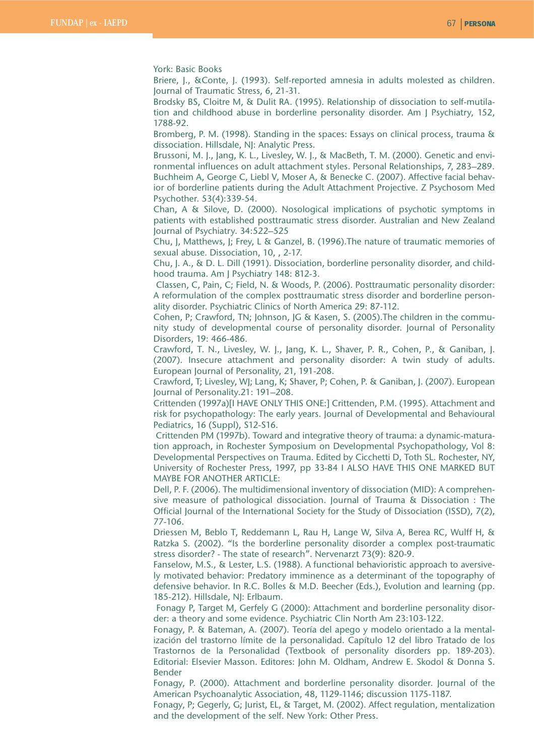York: Basic Books

Briere, J., &Conte, J. (1993). Self-reported amnesia in adults molested as children. Journal of Traumatic Stress, 6, 21-31.

Brodsky BS, Cloitre M, & Dulit RA. (1995). Relationship of dissociation to self-mutilation and childhood abuse in borderline personality disorder. Am J Psychiatry, 152, 1788-92.

Bromberg, P. M. (1998). Standing in the spaces: Essays on clinical process, trauma & dissociation. Hillsdale, NJ: Analytic Press.

Brussoni, M. J., Jang, K. L., Livesley, W. J., & MacBeth, T. M. (2000). Genetic and environmental influences on adult attachment styles. Personal Relationships, 7, 283–289.

Buchheim A, George C, Liebl V, Moser A, & Benecke C. (2007). Affective facial behavior of borderline patients during the Adult Attachment Projective. Z Psychosom Med Psychother. 53(4):339-54.

Chan, A & Silove, D. (2000). Nosological implications of psychotic symptoms in patients with established posttraumatic stress disorder. Australian and New Zealand Journal of Psychiatry. 34:522–525

Chu, J, Matthews, J; Frey, L & Ganzel, B. (1996).The nature of traumatic memories of sexual abuse. Dissociation, 10, , 2-17.

Chu, J. A., & D. L. Dill (1991). Dissociation, borderline personality disorder, and childhood trauma. Am J Psychiatry 148: 812-3.

Classen, C, Pain, C; Field, N. & Woods, P. (2006). Posttraumatic personality disorder: A reformulation of the complex posttraumatic stress disorder and borderline personality disorder. Psychiatric Clinics of North America 29: 87-112.

Cohen, P; Crawford, TN; Johnson, JG & Kasen, S. (2005).The children in the community study of developmental course of personality disorder. Journal of Personality Disorders, 19: 466-486.

Crawford, T. N., Livesley, W. J., Jang, K. L., Shaver, P. R., Cohen, P., & Ganiban, J. (2007). Insecure attachment and personality disorder: A twin study of adults. European Journal of Personality, 21, 191-208.

Crawford, T; Livesley, WJ; Lang, K; Shaver, P; Cohen, P. & Ganiban, J. (2007). European Journal of Personality.21: 191–208.

Crittenden (1997a)[I HAVE ONLY THIS ONE:] Crittenden, P.M. (1995). Attachment and risk for psychopathology: The early years. Journal of Developmental and Behavioural Pediatrics, 16 (Suppl), S12-S16.

Crittenden PM (1997b). Toward and integrative theory of trauma: a dynamic-maturation approach, in Rochester Symposium on Developmental Psychopathology, Vol 8: Developmental Perspectives on Trauma. Edited by Cicchetti D, Toth SL. Rochester, NY, University of Rochester Press, 1997, pp 33-84 I ALSO HAVE THIS ONE MARKED BUT MAYBE FOR ANOTHER ARTICLE:

Dell, P. F. (2006). The multidimensional inventory of dissociation (MID): A comprehensive measure of pathological dissociation. Journal of Trauma & Dissociation : The Official Journal of the International Society for the Study of Dissociation (ISSD), 7(2), 77-106.

Driessen M, Beblo T, Reddemann L, Rau H, Lange W, Silva A, Berea RC, Wulff H, & Ratzka S. (2002). "Is the borderline personality disorder a complex post-traumatic stress disorder? - The state of research". Nervenarzt 73(9): 820-9.

Fanselow, M.S., & Lester, L.S. (1988). A functional behavioristic approach to aversively motivated behavior: Predatory imminence as a determinant of the topography of defensive behavior. In R.C. Bolles & M.D. Beecher (Eds.), Evolution and learning (pp. 185-212). Hillsdale, NJ: Erlbaum.

Fonagy P, Target M, Gerfely G (2000): Attachment and borderline personality disorder: a theory and some evidence. Psychiatric Clin North Am 23:103-122.

Fonagy, P. & Bateman, A. (2007). Teoría del apego y modelo orientado a la mentalización del trastorno límite de la personalidad. Capítulo 12 del libro Tratado de los Trastornos de la Personalidad (Textbook of personality disorders pp. 189-203). Editorial: Elsevier Masson. Editores: John M. Oldham, Andrew E. Skodol & Donna S. Bender

Fonagy, P. (2000). Attachment and borderline personality disorder. Journal of the American Psychoanalytic Association, 48, 1129-1146; discussion 1175-1187.

Fonagy, P; Gegerly, G; Jurist, EL, & Target, M. (2002). Affect regulation, mentalization and the development of the self. New York: Other Press.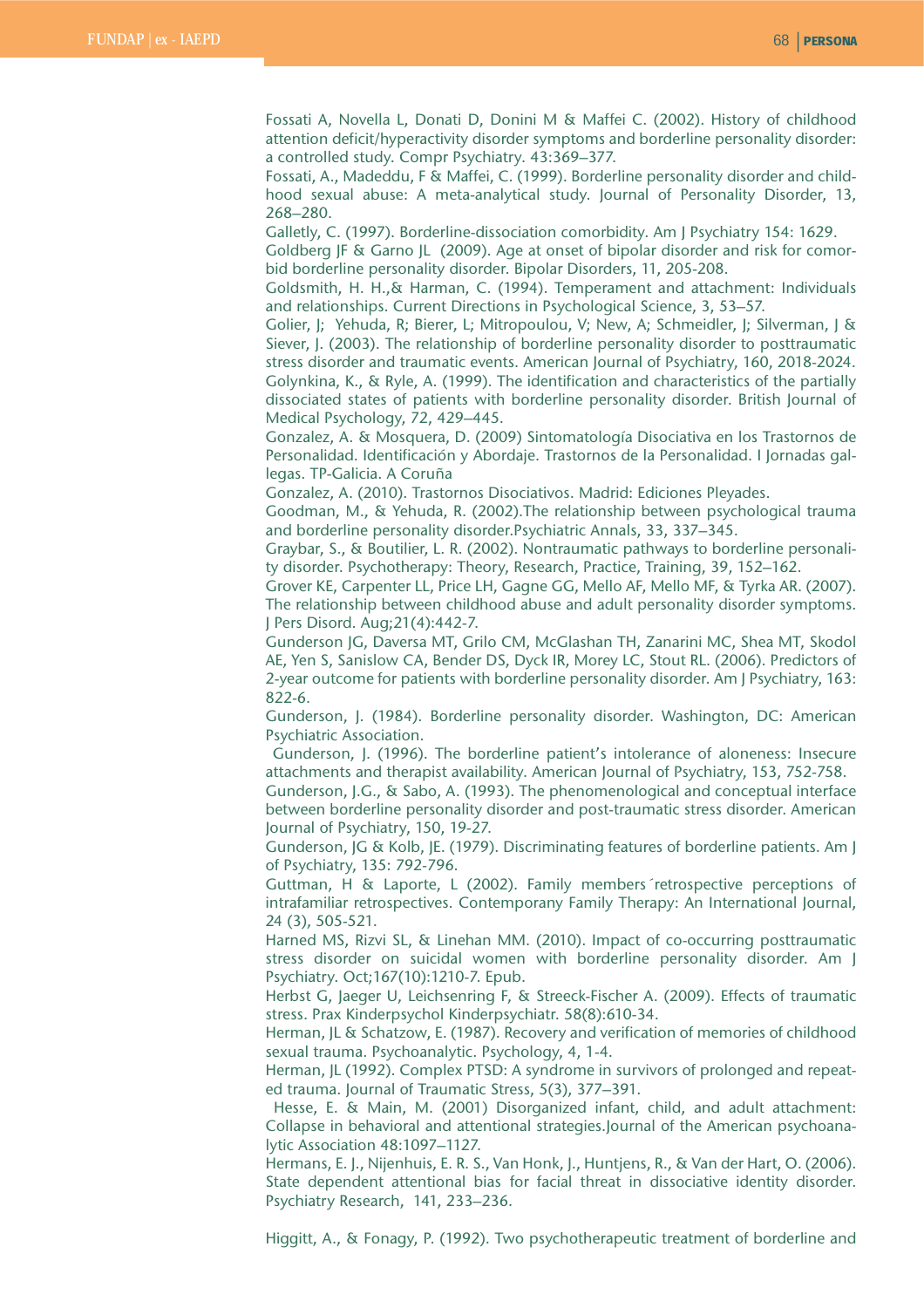Fossati A, Novella L, Donati D, Donini M & Maffei C. (2002). History of childhood attention deficit/hyperactivity disorder symptoms and borderline personality disorder: a controlled study. Compr Psychiatry. 43:369–377.

Fossati, A., Madeddu, F & Maffei, C. (1999). Borderline personality disorder and childhood sexual abuse: A meta-analytical study. Journal of Personality Disorder, 13, 268–280.

Galletly, C. (1997). Borderline-dissociation comorbidity. Am J Psychiatry 154: 1629.

Goldberg JF & Garno JL (2009). Age at onset of bipolar disorder and risk for comorbid borderline personality disorder. Bipolar Disorders, 11, 205-208.

Goldsmith, H. H.,& Harman, C. (1994). Temperament and attachment: Individuals and relationships. Current Directions in Psychological Science, 3, 53–57.

Golier, J; Yehuda, R; Bierer, L; Mitropoulou, V; New, A; Schmeidler, J; Silverman, J & Siever, J. (2003). The relationship of borderline personality disorder to posttraumatic stress disorder and traumatic events. American Journal of Psychiatry, 160, 2018-2024.

Golynkina, K., & Ryle, A. (1999). The identification and characteristics of the partially dissociated states of patients with borderline personality disorder. British Journal of Medical Psychology, 72, 429–445.

Gonzalez, A. & Mosquera, D. (2009) Sintomatología Disociativa en los Trastornos de Personalidad. Identificación y Abordaje. Trastornos de la Personalidad. I Jornadas gallegas. TP-Galicia. A Coruña

Gonzalez, A. (2010). Trastornos Disociativos. Madrid: Ediciones Pleyades.

Goodman, M., & Yehuda, R. (2002).The relationship between psychological trauma and borderline personality disorder.Psychiatric Annals, 33, 337–345.

Graybar, S., & Boutilier, L. R. (2002). Nontraumatic pathways to borderline personality disorder. Psychotherapy: Theory, Research, Practice, Training, 39, 152–162.

Grover KE, Carpenter LL, Price LH, Gagne GG, Mello AF, Mello MF, & Tyrka AR. (2007). The relationship between childhood abuse and adult personality disorder symptoms. J Pers Disord. Aug;21(4):442-7.

Gunderson JG, Daversa MT, Grilo CM, McGlashan TH, Zanarini MC, Shea MT, Skodol AE, Yen S, Sanislow CA, Bender DS, Dyck IR, Morey LC, Stout RL. (2006). Predictors of 2-year outcome for patients with borderline personality disorder. Am J Psychiatry, 163: 822-6.

Gunderson, J. (1984). Borderline personality disorder. Washington, DC: American Psychiatric Association.

Gunderson, J. (1996). The borderline patient's intolerance of aloneness: Insecure attachments and therapist availability. American Journal of Psychiatry, 153, 752-758.

Gunderson, J.G., & Sabo, A. (1993). The phenomenological and conceptual interface between borderline personality disorder and post-traumatic stress disorder. American Journal of Psychiatry, 150, 19-27.

Gunderson, JG & Kolb, JE. (1979). Discriminating features of borderline patients. Am J of Psychiatry, 135: 792-796.

Guttman, H & Laporte, L (2002). Family members´retrospective perceptions of intrafamiliar retrospectives. Contemporany Family Therapy: An International Journal, 24 (3), 505-521.

Harned MS, Rizvi SL, & Linehan MM. (2010). Impact of co-occurring posttraumatic stress disorder on suicidal women with borderline personality disorder. Am J Psychiatry. Oct;167(10):1210-7. Epub.

Herbst G, Jaeger U, Leichsenring F, & Streeck-Fischer A. (2009). Effects of traumatic stress. Prax Kinderpsychol Kinderpsychiatr. 58(8):610-34.

Herman, JL & Schatzow, E. (1987). Recovery and verification of memories of childhood sexual trauma. Psychoanalytic. Psychology, 4, 1-4.

Herman, JL (1992). Complex PTSD: A syndrome in survivors of prolonged and repeated trauma. Journal of Traumatic Stress, 5(3), 377–391.

Hesse, E. & Main, M. (2001) Disorganized infant, child, and adult attachment: Collapse in behavioral and attentional strategies.Journal of the American psychoanalytic Association 48:1097–1127.

Hermans, E. J., Nijenhuis, E. R. S., Van Honk, J., Huntjens, R., & Van der Hart, O. (2006). State dependent attentional bias for facial threat in dissociative identity disorder. Psychiatry Research, 141, 233–236.

Higgitt, A., & Fonagy, P. (1992). Two psychotherapeutic treatment of borderline and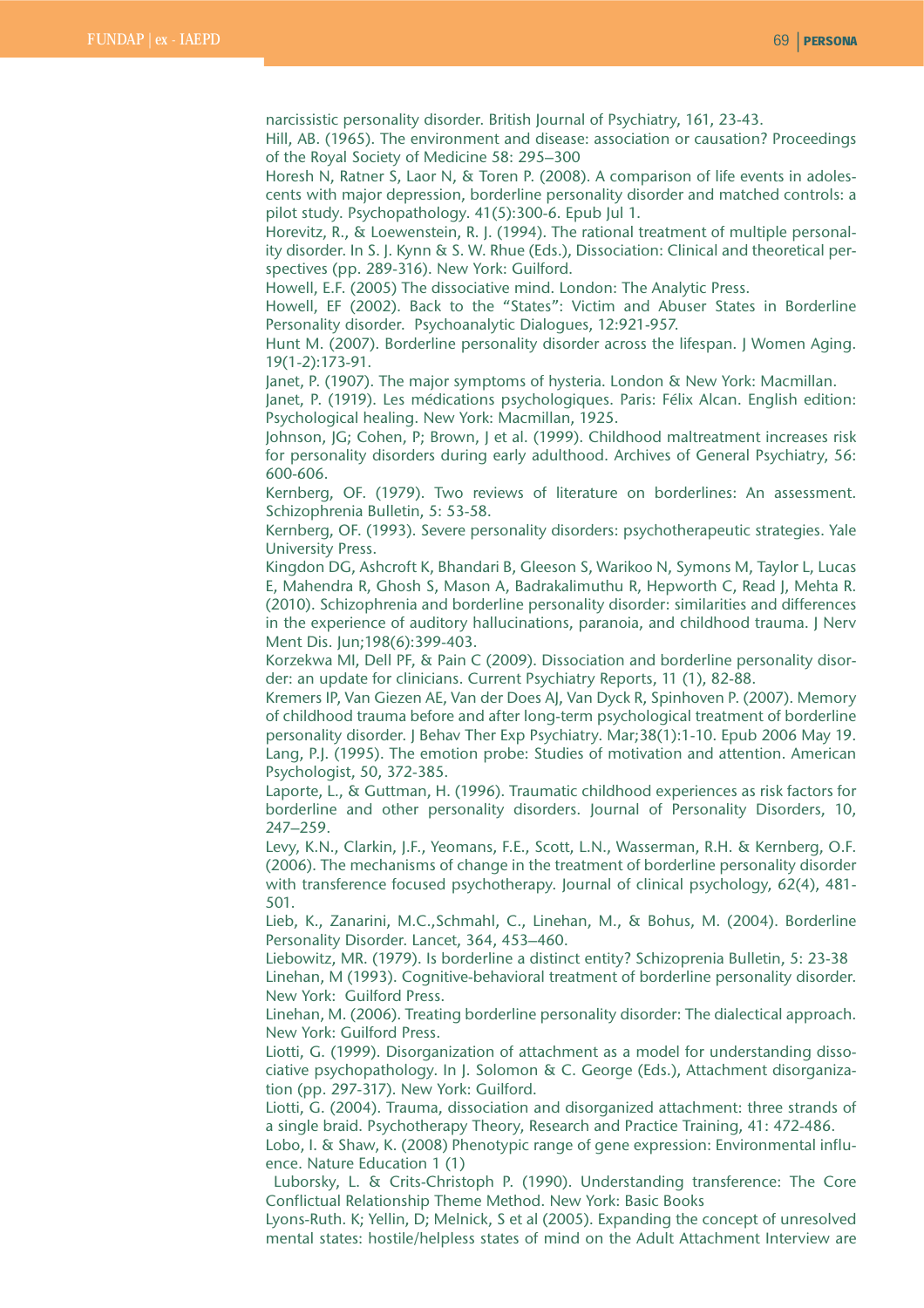narcissistic personality disorder. British Journal of Psychiatry, 161, 23-43.

Hill, AB. (1965). The environment and disease: association or causation? Proceedings of the Royal Society of Medicine 58: 295–300

Horesh N, Ratner S, Laor N, & Toren P. (2008). A comparison of life events in adolescents with major depression, borderline personality disorder and matched controls: a pilot study. Psychopathology. 41(5):300-6. Epub Jul 1.

Horevitz, R., & Loewenstein, R. J. (1994). The rational treatment of multiple personality disorder. In S. J. Kynn & S. W. Rhue (Eds.), Dissociation: Clinical and theoretical perspectives (pp. 289-316). New York: Guilford.

Howell, E.F. (2005) The dissociative mind. London: The Analytic Press.

Howell, EF (2002). Back to the "States": Victim and Abuser States in Borderline Personality disorder. Psychoanalytic Dialogues, 12:921-957.

Hunt M. (2007). Borderline personality disorder across the lifespan. J Women Aging. 19(1-2):173-91.

Janet, P. (1907). The major symptoms of hysteria. London & New York: Macmillan.

Janet, P. (1919). Les médications psychologiques. Paris: Félix Alcan. English edition: Psychological healing. New York: Macmillan, 1925.

Johnson, JG; Cohen, P; Brown, J et al. (1999). Childhood maltreatment increases risk for personality disorders during early adulthood. Archives of General Psychiatry, 56: 600-606.

Kernberg, OF. (1979). Two reviews of literature on borderlines: An assessment. Schizophrenia Bulletin, 5: 53-58.

Kernberg, OF. (1993). Severe personality disorders: psychotherapeutic strategies. Yale University Press.

Kingdon DG, Ashcroft K, Bhandari B, Gleeson S, Warikoo N, Symons M, Taylor L, Lucas E, Mahendra R, Ghosh S, Mason A, Badrakalimuthu R, Hepworth C, Read J, Mehta R. (2010). Schizophrenia and borderline personality disorder: similarities and differences in the experience of auditory hallucinations, paranoia, and childhood trauma. J Nerv Ment Dis. Jun;198(6):399-403.

Korzekwa MI, Dell PF, & Pain C (2009). Dissociation and borderline personality disorder: an update for clinicians. Current Psychiatry Reports, 11 (1), 82-88.

Kremers IP, Van Giezen AE, Van der Does AJ, Van Dyck R, Spinhoven P. (2007). Memory of childhood trauma before and after long-term psychological treatment of borderline personality disorder. J Behav Ther Exp Psychiatry. Mar;38(1):1-10. Epub 2006 May 19.

Lang, P.J. (1995). The emotion probe: Studies of motivation and attention. American Psychologist, 50, 372-385.

Laporte, L., & Guttman, H. (1996). Traumatic childhood experiences as risk factors for borderline and other personality disorders. Journal of Personality Disorders, 10, 247–259.

Levy, K.N., Clarkin, J.F., Yeomans, F.E., Scott, L.N., Wasserman, R.H. & Kernberg, O.F. (2006). The mechanisms of change in the treatment of borderline personality disorder with transference focused psychotherapy. Journal of clinical psychology, 62(4), 481-501.

Lieb, K., Zanarini, M.C.,Schmahl, C., Linehan, M., & Bohus, M. (2004). Borderline Personality Disorder. Lancet, 364, 453–460.

Liebowitz, MR. (1979). Is borderline a distinct entity? Schizoprenia Bulletin, 5: 23-38

Linehan, M (1993). Cognitive-behavioral treatment of borderline personality disorder. New York: Guilford Press.

Linehan, M. (2006). Treating borderline personality disorder: The dialectical approach. New York: Guilford Press.

Liotti, G. (1999). Disorganization of attachment as a model for understanding dissociative psychopathology. In J. Solomon & C. George (Eds.), Attachment disorganization (pp. 297-317). New York: Guilford.

Liotti, G. (2004). Trauma, dissociation and disorganized attachment: three strands of a single braid. Psychotherapy Theory, Research and Practice Training, 41: 472-486.

Lobo, I. & Shaw, K. (2008) Phenotypic range of gene expression: Environmental influence. Nature Education 1 (1)

Luborsky, L. & Crits-Christoph P. (1990). Understanding transference: The Core Conflictual Relationship Theme Method. New York: Basic Books

Lyons-Ruth. K; Yellin, D; Melnick, S et al (2005). Expanding the concept of unresolved mental states: hostile/helpless states of mind on the Adult Attachment Interview are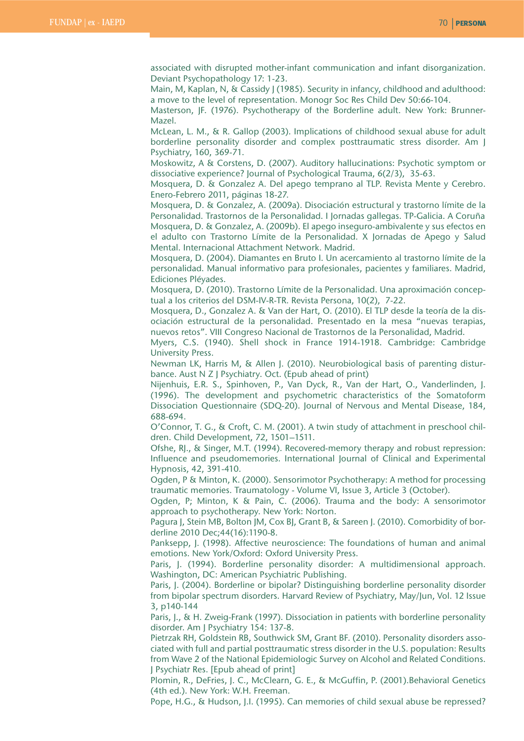associated with disrupted mother-infant communication and infant disorganization. Deviant Psychopathology 17: 1-23.

Main, M, Kaplan, N, & Cassidy J (1985). Security in infancy, childhood and adulthood: a move to the level of representation. Monogr Soc Res Child Dev 50:66-104.

Masterson, JF. (1976). Psychotherapy of the Borderline adult. New York: Brunner-Mazel.

McLean, L. M., & R. Gallop (2003). Implications of childhood sexual abuse for adult borderline personality disorder and complex posttraumatic stress disorder. Am J Psychiatry, 160, 369-71.

Moskowitz, A & Corstens, D. (2007). Auditory hallucinations: Psychotic symptom or dissociative experience? Journal of Psychological Trauma, 6(2/3), 35-63.

Mosquera, D. & Gonzalez A. Del apego temprano al TLP. Revista Mente y Cerebro. Enero-Febrero 2011, páginas 18-27.

Mosquera, D. & Gonzalez, A. (2009a). Disociación estructural y trastorno límite de la Personalidad. Trastornos de la Personalidad. I Jornadas gallegas. TP-Galicia. A Coruña

Mosquera, D. & Gonzalez, A. (2009b). El apego inseguro-ambivalente y sus efectos en el adulto con Trastorno Límite de la Personalidad. X Jornadas de Apego y Salud Mental. Internacional Attachment Network. Madrid.

Mosquera, D. (2004). Diamantes en Bruto I. Un acercamiento al trastorno límite de la personalidad. Manual informativo para profesionales, pacientes y familiares. Madrid, Ediciones Pléyades.

Mosquera, D. (2010). Trastorno Límite de la Personalidad. Una aproximación conceptual a los criterios del DSM-IV-R-TR. Revista Persona, 10(2), 7-22.

Mosquera, D., Gonzalez A. & Van der Hart, O. (2010). El TLP desde la teoría de la disociación estructural de la personalidad. Presentado en la mesa "nuevas terapias, nuevos retos". VIII Congreso Nacional de Trastornos de la Personalidad, Madrid.

Myers, C.S. (1940). Shell shock in France 1914-1918. Cambridge: Cambridge University Press.

Newman LK, Harris M, & Allen J. (2010). Neurobiological basis of parenting disturbance. Aust N Z J Psychiatry. Oct. (Epub ahead of print)

Nijenhuis, E.R. S., Spinhoven, P., Van Dyck, R., Van der Hart, O., Vanderlinden, J. (1996). The development and psychometric characteristics of the Somatoform Dissociation Questionnaire (SDQ-20). Journal of Nervous and Mental Disease, 184, 688-694.

O'Connor, T. G., & Croft, C. M. (2001). A twin study of attachment in preschool children. Child Development, 72, 1501–1511.

Ofshe, RJ., & Singer, M.T. (1994). Recovered-memory therapy and robust repression: Influence and pseudomemories. International Journal of Clinical and Experimental Hypnosis, 42, 391-410.

Ogden, P & Minton, K. (2000). Sensorimotor Psychotherapy: A method for processing traumatic memories. Traumatology - Volume VI, Issue 3, Article 3 (October).

Ogden, P; Minton, K & Pain, C. (2006). Trauma and the body: A sensorimotor approach to psychotherapy. New York: Norton.

Pagura J, Stein MB, Bolton JM, Cox BJ, Grant B, & Sareen J. (2010). Comorbidity of borderline 2010 Dec;44(16):1190-8.

Panksepp, J. (1998). Affective neuroscience: The foundations of human and animal emotions. New York/Oxford: Oxford University Press.

Paris, J. (1994). Borderline personality disorder: A multidimensional approach. Washington, DC: American Psychiatric Publishing.

Paris, J. (2004). Borderline or bipolar? Distinguishing borderline personality disorder from bipolar spectrum disorders. Harvard Review of Psychiatry, May/Jun, Vol. 12 Issue 3, p140-144

Paris, J., & H. Zweig-Frank (1997). Dissociation in patients with borderline personality disorder. Am J Psychiatry 154: 137-8.

Pietrzak RH, Goldstein RB, Southwick SM, Grant BF. (2010). Personality disorders associated with full and partial posttraumatic stress disorder in the U.S. population: Results from Wave 2 of the National Epidemiologic Survey on Alcohol and Related Conditions. J Psychiatr Res. [Epub ahead of print]

Plomin, R., DeFries, J. C., McClearn, G. E., & McGuffin, P. (2001).Behavioral Genetics (4th ed.). New York: W.H. Freeman.

Pope, H.G., & Hudson, J.I. (1995). Can memories of child sexual abuse be repressed?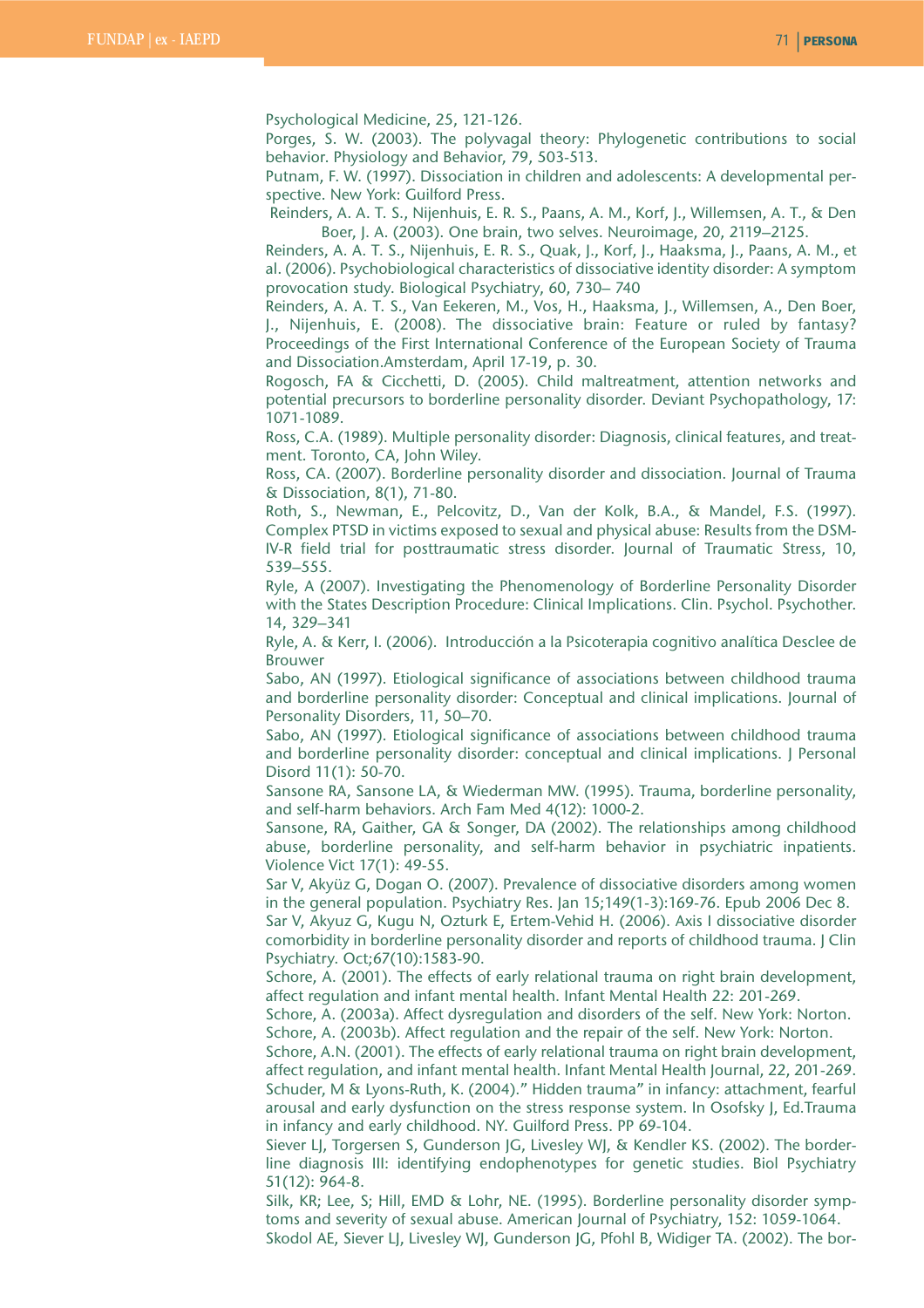Psychological Medicine, 25, 121-126.

Porges, S. W. (2003). The polyvagal theory: Phylogenetic contributions to social behavior. Physiology and Behavior, 79, 503-513.

Putnam, F. W. (1997). Dissociation in children and adolescents: A developmental perspective. New York: Guilford Press.

Reinders, A. A. T. S., Nijenhuis, E. R. S., Paans, A. M., Korf, J., Willemsen, A. T., & Den Boer, J. A. (2003). One brain, two selves. Neuroimage, 20, 2119–2125.

Reinders, A. A. T. S., Nijenhuis, E. R. S., Quak, J., Korf, J., Haaksma, J., Paans, A. M., et al. (2006). Psychobiological characteristics of dissociative identity disorder: A symptom provocation study. Biological Psychiatry, 60, 730– 740

Reinders, A. A. T. S., Van Eekeren, M., Vos, H., Haaksma, J., Willemsen, A., Den Boer, J., Nijenhuis, E. (2008). The dissociative brain: Feature or ruled by fantasy? Proceedings of the First International Conference of the European Society of Trauma and Dissociation.Amsterdam, April 17-19, p. 30.

Rogosch, FA & Cicchetti, D. (2005). Child maltreatment, attention networks and potential precursors to borderline personality disorder. Deviant Psychopathology, 17: 1071-1089.

Ross, C.A. (1989). Multiple personality disorder: Diagnosis, clinical features, and treatment. Toronto, CA, John Wiley.

Ross, CA. (2007). Borderline personality disorder and dissociation. Journal of Trauma & Dissociation, 8(1), 71-80.

Roth, S., Newman, E., Pelcovitz, D., Van der Kolk, B.A., & Mandel, F.S. (1997). Complex PTSD in victims exposed to sexual and physical abuse: Results from the DSM-IV-R field trial for posttraumatic stress disorder. Journal of Traumatic Stress, 10, 539–555.

Ryle, A (2007). Investigating the Phenomenology of Borderline Personality Disorder with the States Description Procedure: Clinical Implications. Clin. Psychol. Psychother. 14, 329–341

Ryle, A. & Kerr, I. (2006). Introducción a la Psicoterapia cognitivo analítica Desclee de Brouwer

Sabo, AN (1997). Etiological significance of associations between childhood trauma and borderline personality disorder: Conceptual and clinical implications. Journal of Personality Disorders, 11, 50–70.

Sabo, AN (1997). Etiological significance of associations between childhood trauma and borderline personality disorder: conceptual and clinical implications. J Personal Disord 11(1): 50-70.

Sansone RA, Sansone LA, & Wiederman MW. (1995). Trauma, borderline personality, and self-harm behaviors. Arch Fam Med 4(12): 1000-2.

Sansone, RA, Gaither, GA & Songer, DA (2002). The relationships among childhood abuse, borderline personality, and self-harm behavior in psychiatric inpatients. Violence Vict 17(1): 49-55.

Sar V, Akyüz G, Dogan O. (2007). Prevalence of dissociative disorders among women in the general population. Psychiatry Res. Jan 15;149(1-3):169-76. Epub 2006 Dec 8.

Sar V, Akyuz G, Kugu N, Ozturk E, Ertem-Vehid H. (2006). Axis I dissociative disorder comorbidity in borderline personality disorder and reports of childhood trauma. J Clin Psychiatry. Oct;67(10):1583-90.

Schore, A. (2001). The effects of early relational trauma on right brain development, affect regulation and infant mental health. Infant Mental Health 22: 201-269.

Schore, A. (2003a). Affect dysregulation and disorders of the self. New York: Norton.

Schore, A. (2003b). Affect regulation and the repair of the self. New York: Norton.

Schore, A.N. (2001). The effects of early relational trauma on right brain development, affect regulation, and infant mental health. Infant Mental Health Journal, 22, 201-269.

Schuder, M & Lyons-Ruth, K. (2004)." Hidden trauma" in infancy: attachment, fearful arousal and early dysfunction on the stress response system. In Osofsky J, Ed.Trauma in infancy and early childhood. NY. Guilford Press. PP 69-104.

Siever LJ, Torgersen S, Gunderson JG, Livesley WJ, & Kendler KS. (2002). The borderline diagnosis III: identifying endophenotypes for genetic studies. Biol Psychiatry 51(12): 964-8.

Silk, KR; Lee, S; Hill, EMD & Lohr, NE. (1995). Borderline personality disorder symptoms and severity of sexual abuse. American Journal of Psychiatry, 152: 1059-1064.

Skodol AE, Siever LJ, Livesley WJ, Gunderson JG, Pfohl B, Widiger TA. (2002). The bor-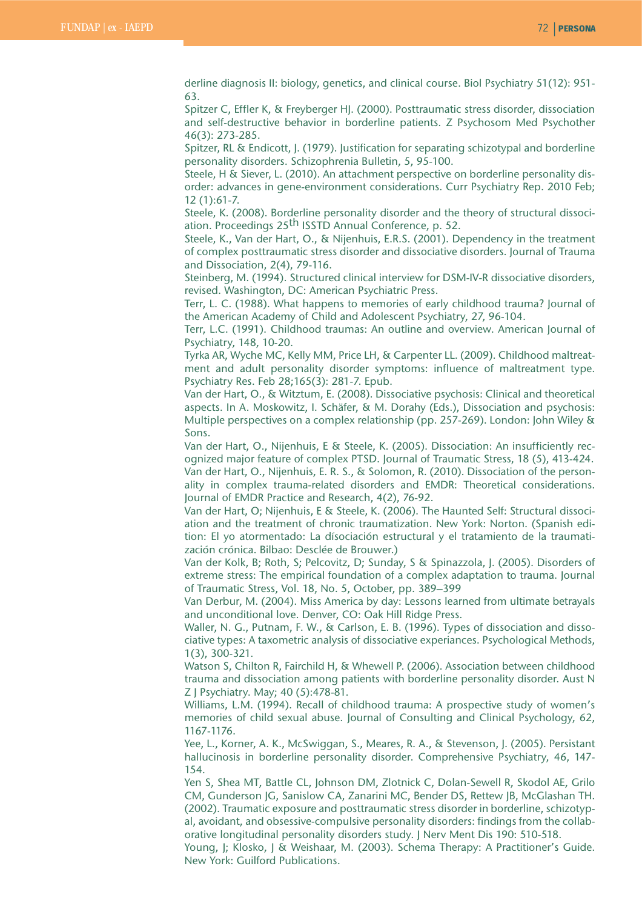derline diagnosis II: biology, genetics, and clinical course. Biol Psychiatry 51(12): 951-63.

Spitzer C, Effler K, & Freyberger HJ. (2000). Posttraumatic stress disorder, dissociation and self-destructive behavior in borderline patients. Z Psychosom Med Psychother 46(3): 273-285.

Spitzer, RL & Endicott, J. (1979). Justification for separating schizotypal and borderline personality disorders. Schizophrenia Bulletin, 5, 95-100.

Steele, H & Siever, L. (2010). An attachment perspective on borderline personality disorder: advances in gene-environment considerations. Curr Psychiatry Rep. 2010 Feb; 12 (1):61-7.

Steele, K. (2008). Borderline personality disorder and the theory of structural dissociation. Proceedings 25th ISSTD Annual Conference, p. 52.

Steele, K., Van der Hart, O., & Nijenhuis, E.R.S. (2001). Dependency in the treatment of complex posttraumatic stress disorder and dissociative disorders. Journal of Trauma and Dissociation, 2(4), 79-116.

Steinberg, M. (1994). Structured clinical interview for DSM-IV-R dissociative disorders, revised. Washington, DC: American Psychiatric Press.

Terr, L. C. (1988). What happens to memories of early childhood trauma? Journal of the American Academy of Child and Adolescent Psychiatry, 27, 96-104.

Terr, L.C. (1991). Childhood traumas: An outline and overview. American Journal of Psychiatry, 148, 10-20.

Tyrka AR, Wyche MC, Kelly MM, Price LH, & Carpenter LL. (2009). Childhood maltreatment and adult personality disorder symptoms: influence of maltreatment type. Psychiatry Res. Feb 28;165(3): 281-7. Epub.

Van der Hart, O., & Witztum, E. (2008). Dissociative psychosis: Clinical and theoretical aspects. In A. Moskowitz, I. Schäfer, & M. Dorahy (Eds.), Dissociation and psychosis: Multiple perspectives on a complex relationship (pp. 257-269). London: John Wiley & Sons.

Van der Hart, O., Nijenhuis, E & Steele, K. (2005). Dissociation: An insufficiently recognized major feature of complex PTSD. Journal of Traumatic Stress, 18 (5), 413-424.

Van der Hart, O., Nijenhuis, E. R. S., & Solomon, R. (2010). Dissociation of the personality in complex trauma-related disorders and EMDR: Theoretical considerations. Journal of EMDR Practice and Research, 4(2), 76-92.

Van der Hart, O; Nijenhuis, E & Steele, K. (2006). The Haunted Self: Structural dissociation and the treatment of chronic traumatization. New York: Norton. (Spanish edition: El yo atormentado: La dísociación estructural y el tratamiento de la traumatización crónica. Bilbao: Desclée de Brouwer.)

Van der Kolk, B; Roth, S; Pelcovitz, D; Sunday, S & Spinazzola, J. (2005). Disorders of extreme stress: The empirical foundation of a complex adaptation to trauma. Journal of Traumatic Stress, Vol. 18, No. 5, October, pp. 389–399

Van Derbur, M. (2004). Miss America by day: Lessons learned from ultimate betrayals and unconditional love. Denver, CO: Oak Hill Ridge Press.

Waller, N. G., Putnam, F. W., & Carlson, E. B. (1996). Types of dissociation and dissociative types: A taxometric analysis of dissociative experiances. Psychological Methods, 1(3), 300-321.

Watson S, Chilton R, Fairchild H, & Whewell P. (2006). Association between childhood trauma and dissociation among patients with borderline personality disorder. Aust N Z J Psychiatry. May; 40 (5):478-81.

Williams, L.M. (1994). Recall of childhood trauma: A prospective study of women's memories of child sexual abuse. Journal of Consulting and Clinical Psychology, 62, 1167-1176.

Yee, L., Korner, A. K., McSwiggan, S., Meares, R. A., & Stevenson, J. (2005). Persistant hallucinosis in borderline personality disorder. Comprehensive Psychiatry, 46, 147-154.

Yen S, Shea MT, Battle CL, Johnson DM, Zlotnick C, Dolan-Sewell R, Skodol AE, Grilo CM, Gunderson JG, Sanislow CA, Zanarini MC, Bender DS, Rettew JB, McGlashan TH. (2002). Traumatic exposure and posttraumatic stress disorder in borderline, schizotypal, avoidant, and obsessive-compulsive personality disorders: findings from the collaborative longitudinal personality disorders study. J Nerv Ment Dis 190: 510-518.

Young, J; Klosko, J & Weishaar, M. (2003). Schema Therapy: A Practitioner's Guide. New York: Guilford Publications.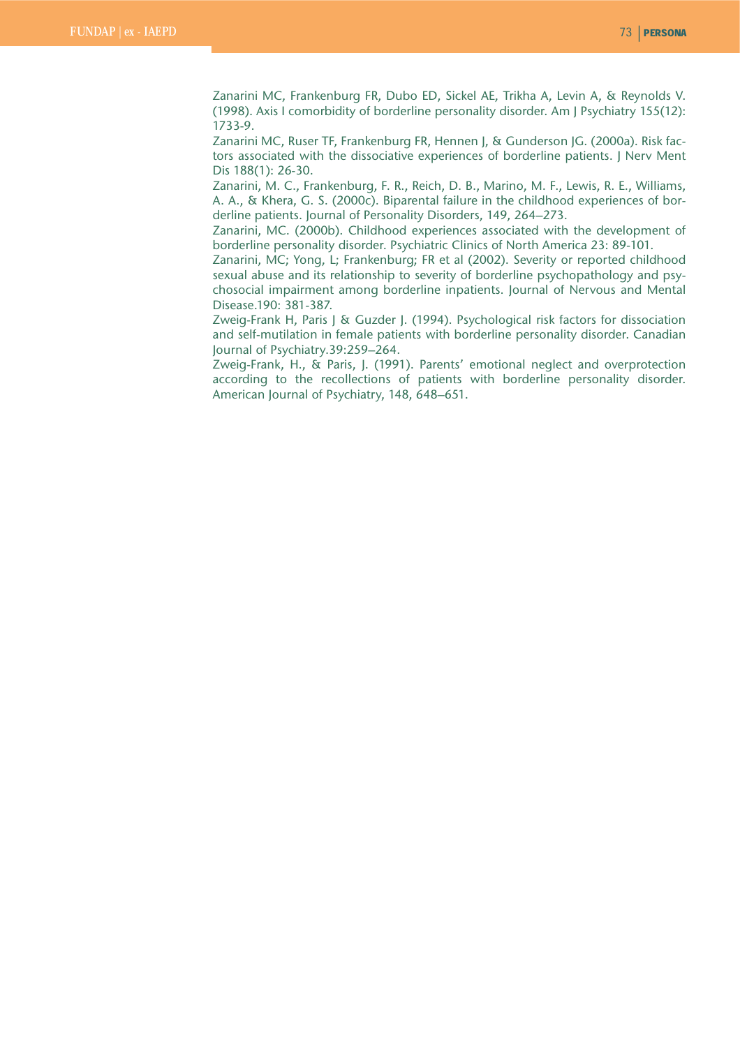Zanarini MC, Frankenburg FR, Dubo ED, Sickel AE, Trikha A, Levin A, & Reynolds V. (1998). Axis I comorbidity of borderline personality disorder. Am J Psychiatry 155(12): 1733-9.

Zanarini MC, Ruser TF, Frankenburg FR, Hennen J, & Gunderson JG. (2000a). Risk factors associated with the dissociative experiences of borderline patients. J Nerv Ment Dis 188(1): 26-30.

Zanarini, M. C., Frankenburg, F. R., Reich, D. B., Marino, M. F., Lewis, R. E., Williams, A. A., & Khera, G. S. (2000c). Biparental failure in the childhood experiences of borderline patients. Journal of Personality Disorders, 149, 264–273.

Zanarini, MC. (2000b). Childhood experiences associated with the development of borderline personality disorder. Psychiatric Clinics of North America 23: 89-101.

Zanarini, MC; Yong, L; Frankenburg; FR et al (2002). Severity or reported childhood sexual abuse and its relationship to severity of borderline psychopathology and psychosocial impairment among borderline inpatients. Journal of Nervous and Mental Disease.190: 381-387.

Zweig-Frank H, Paris J & Guzder J. (1994). Psychological risk factors for dissociation and self-mutilation in female patients with borderline personality disorder. Canadian Journal of Psychiatry.39:259–264.

Zweig-Frank, H., & Paris, J. (1991). Parents' emotional neglect and overprotection according to the recollections of patients with borderline personality disorder. American Journal of Psychiatry, 148, 648–651.